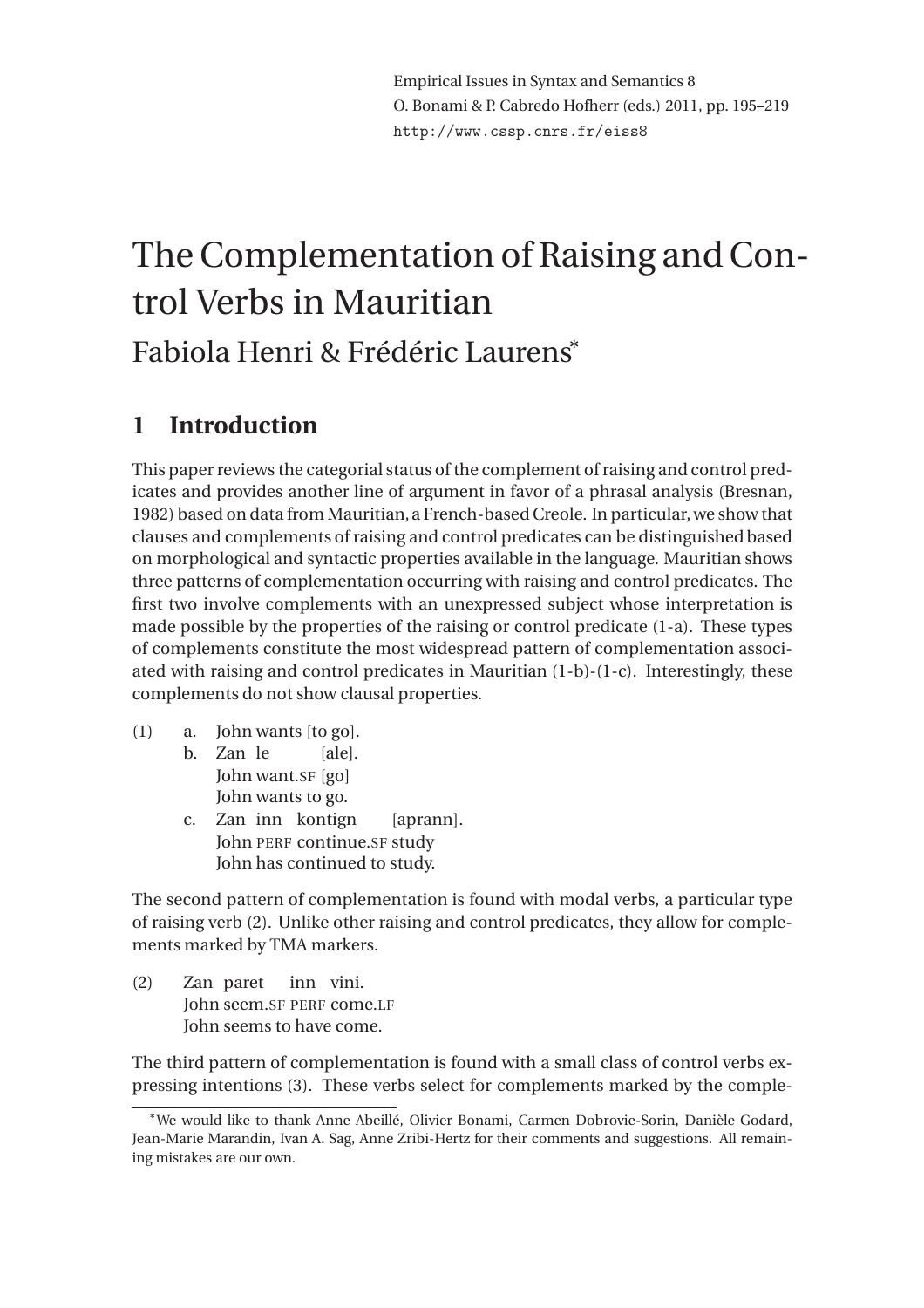Empirical Issues in Syntax and Semantics 8
O. Bonami & P. Cabredo Hofherr (eds.) 2011, pp. 195–219
http://www.cssp.cnrs.fr/eiss8

# The Complementation of Raising and Control Verbs in Mauritian

Fabiola Henri & Frédéric Laurens*

## 1 Introduction

This paper reviews the categorial status of the complement of raising and control predicates and provides another line of argument in favor of a phrasal analysis (Bresnan, 1982) based on data from Mauritian, a French-based Creole. In particular, we show that clauses and complements of raising and control predicates can be distinguished based on morphological and syntactic properties available in the language. Mauritian shows three patterns of complementation occurring with raising and control predicates. The first two involve complements with an unexpressed subject whose interpretation is made possible by the properties of the raising or control predicate (1-a). These types of complements constitute the most widespread pattern of complementation associated with raising and control predicates in Mauritian (1-b)-(1-c). Interestingly, these complements do not show clausal properties.

(1) a. John wants [to go].
 b. Zan le [ale].
  John want.SF [go]
  John wants to go.
 c. Zan inn kontign [aprann].
  John PERF continue.SF study
  John has continued to study.

The second pattern of complementation is found with modal verbs, a particular type of raising verb (2). Unlike other raising and control predicates, they allow for complements marked by TMA markers.

(2) Zan paret inn vini.
 John seem.SF PERF come.LF
 John seems to have come.

The third pattern of complementation is found with a small class of control verbs expressing intentions (3). These verbs select for complements marked by the comple-

*We would like to thank Anne Abeillé, Olivier Bonami, Carmen Dobrovie-Sorin, Danièle Godard, Jean-Marie Marandin, Ivan A. Sag, Anne Zribi-Hertz for their comments and suggestions. All remaining mistakes are our own.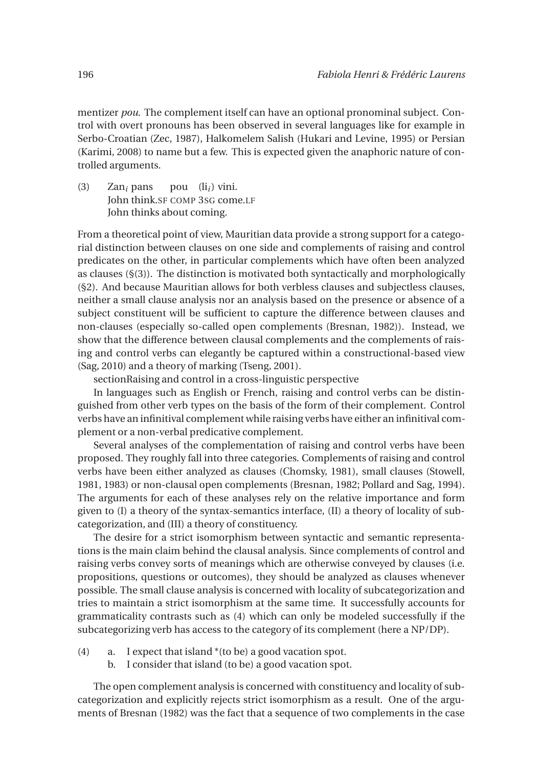mentizer *pou*. The complement itself can have an optional pronominal subject. Control with overt pronouns has been observed in several languages like for example in Serbo-Croatian (Zec, 1987), Halkomelem Salish (Hukari and Levine, 1995) or Persian (Karimi, 2008) to name but a few. This is expected given the anaphoric nature of controlled arguments.

(3) Zan$_i$ pans pou (li$_i$) vini.
John think.SF COMP 3SG come.LF
John thinks about coming.

From a theoretical point of view, Mauritian data provide a strong support for a categorial distinction between clauses on one side and complements of raising and control predicates on the other, in particular complements which have often been analyzed as clauses (§(3)). The distinction is motivated both syntactically and morphologically (§2). And because Mauritian allows for both verbless clauses and subjectless clauses, neither a small clause analysis nor an analysis based on the presence or absence of a subject constituent will be sufficient to capture the difference between clauses and non-clauses (especially so-called open complements (Bresnan, 1982)). Instead, we show that the difference between clausal complements and the complements of raising and control verbs can elegantly be captured within a constructional-based view (Sag, 2010) and a theory of marking (Tseng, 2001).

sectionRaising and control in a cross-linguistic perspective

In languages such as English or French, raising and control verbs can be distinguished from other verb types on the basis of the form of their complement. Control verbs have an infinitival complement while raising verbs have either an infinitival complement or a non-verbal predicative complement.

Several analyses of the complementation of raising and control verbs have been proposed. They roughly fall into three categories. Complements of raising and control verbs have been either analyzed as clauses (Chomsky, 1981), small clauses (Stowell, 1981, 1983) or non-clausal open complements (Bresnan, 1982; Pollard and Sag, 1994). The arguments for each of these analyses rely on the relative importance and form given to (I) a theory of the syntax-semantics interface, (II) a theory of locality of subcategorization, and (III) a theory of constituency.

The desire for a strict isomorphism between syntactic and semantic representations is the main claim behind the clausal analysis. Since complements of control and raising verbs convey sorts of meanings which are otherwise conveyed by clauses (i.e. propositions, questions or outcomes), they should be analyzed as clauses whenever possible. The small clause analysis is concerned with locality of subcategorization and tries to maintain a strict isomorphism at the same time. It successfully accounts for grammaticality contrasts such as (4) which can only be modeled successfully if the subcategorizing verb has access to the category of its complement (here a NP/DP).

(4) a. I expect that island *(to be) a good vacation spot.
b. I consider that island (to be) a good vacation spot.

The open complement analysis is concerned with constituency and locality of subcategorization and explicitly rejects strict isomorphism as a result. One of the arguments of Bresnan (1982) was the fact that a sequence of two complements in the case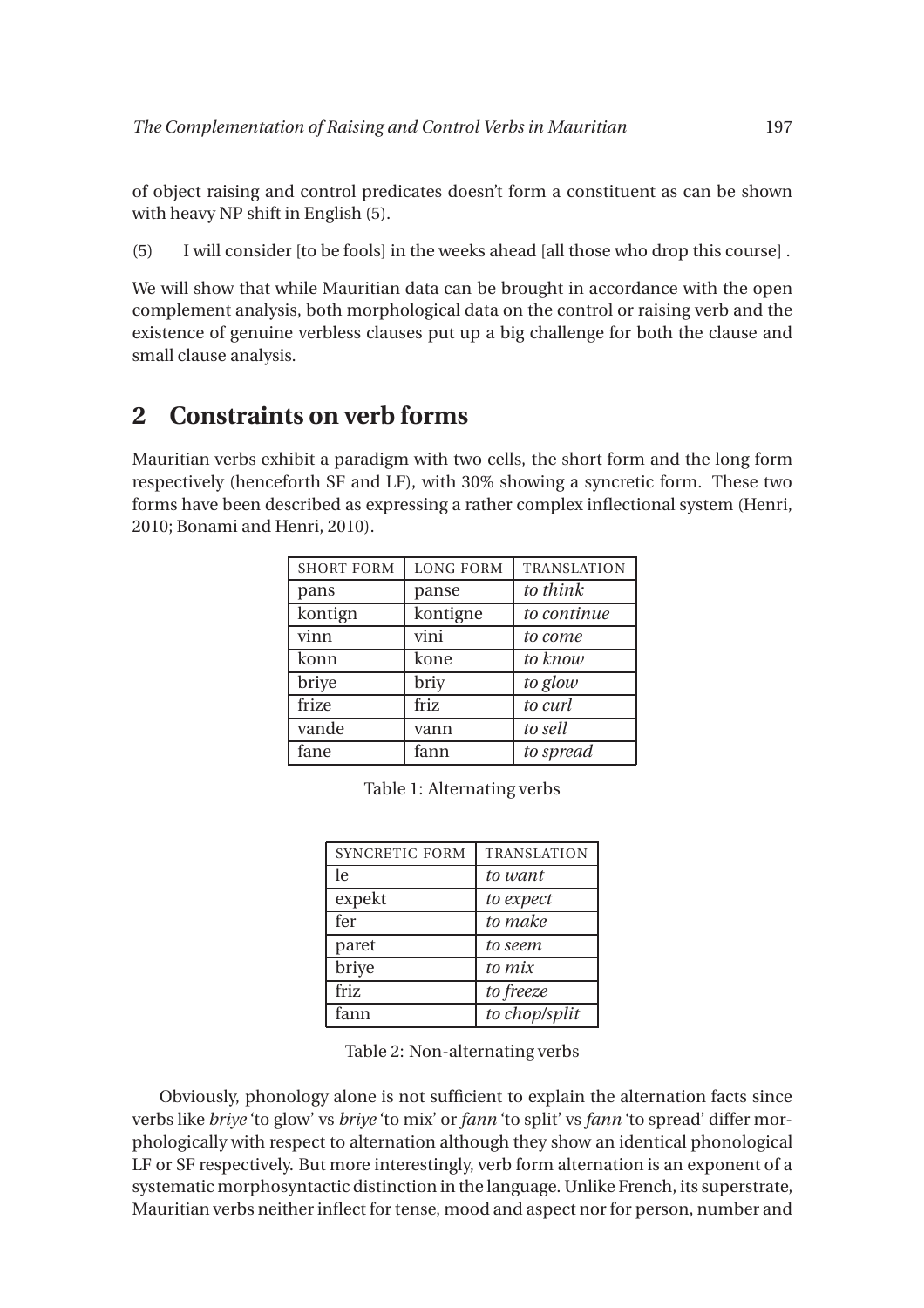of object raising and control predicates doesn't form a constituent as can be shown with heavy NP shift in English (5).

(5) I will consider [to be fools] in the weeks ahead [all those who drop this course] .

We will show that while Mauritian data can be brought in accordance with the open complement analysis, both morphological data on the control or raising verb and the existence of genuine verbless clauses put up a big challenge for both the clause and small clause analysis.

## 2 Constraints on verb forms

Mauritian verbs exhibit a paradigm with two cells, the short form and the long form respectively (henceforth SF and LF), with 30% showing a syncretic form. These two forms have been described as expressing a rather complex inflectional system (Henri, 2010; Bonami and Henri, 2010).

| SHORT FORM | LONG FORM | TRANSLATION |
|---|---|---|
| pans | panse | *to think* |
| kontign | kontigne | *to continue* |
| vinn | vini | *to come* |
| konn | kone | *to know* |
| briye | briy | *to glow* |
| frize | friz | *to curl* |
| vande | vann | *to sell* |
| fane | fann | *to spread* |

Table 1: Alternating verbs

| SYNCRETIC FORM | TRANSLATION |
|---|---|
| le | *to want* |
| expekt | *to expect* |
| fer | *to make* |
| paret | *to seem* |
| briye | *to mix* |
| friz | *to freeze* |
| fann | *to chop/split* |

Table 2: Non-alternating verbs

Obviously, phonology alone is not sufficient to explain the alternation facts since verbs like *briye* 'to glow' vs *briye* 'to mix' or *fann* 'to split' vs *fann* 'to spread' differ morphologically with respect to alternation although they show an identical phonological LF or SF respectively. But more interestingly, verb form alternation is an exponent of a systematic morphosyntactic distinction in the language. Unlike French, its superstrate, Mauritian verbs neither inflect for tense, mood and aspect nor for person, number and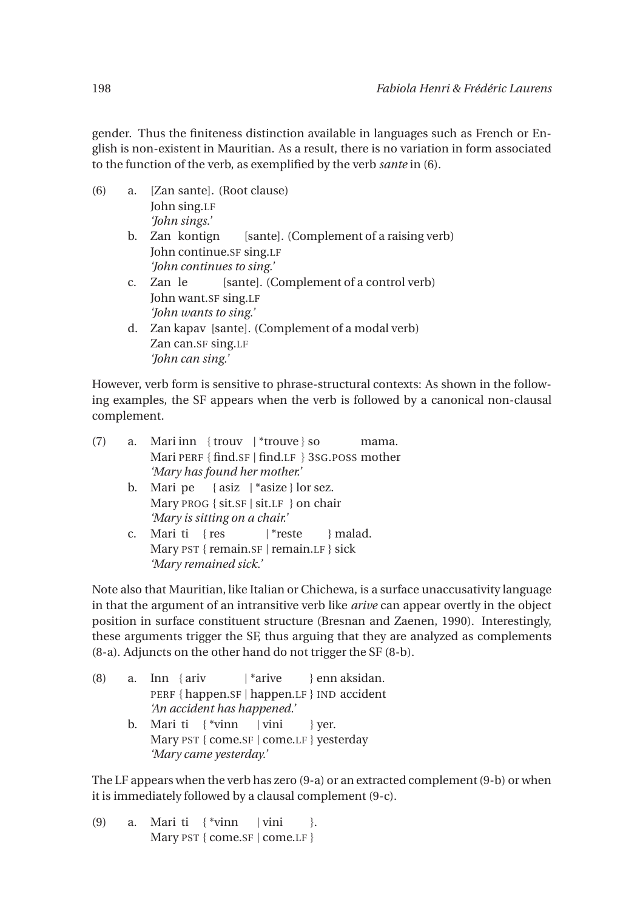gender. Thus the finiteness distinction available in languages such as French or English is non-existent in Mauritian. As a result, there is no variation in form associated to the function of the verb, as exemplified by the verb *sante* in (6).

(6) a. [Zan sante]. (Root clause)
John sing.LF
*'John sings.'*

b. Zan kontign [sante]. (Complement of a raising verb)
John continue.SF sing.LF
*'John continues to sing.'*

c. Zan le [sante]. (Complement of a control verb)
John want.SF sing.LF
*'John wants to sing.'*

d. Zan kapav [sante]. (Complement of a modal verb)
Zan can.SF sing.LF
*'John can sing.'*

However, verb form is sensitive to phrase-structural contexts: As shown in the following examples, the SF appears when the verb is followed by a canonical non-clausal complement.

(7) a. Mari inn { trouv | *trouve } so mama.
Mari PERF { find.SF | find.LF } 3SG.POSS mother
*'Mary has found her mother.'*

b. Mari pe { asiz | *asize } lor sez.
Mary PROG { sit.SF | sit.LF } on chair
*'Mary is sitting on a chair.'*

c. Mari ti { res | *reste } malad.
Mary PST { remain.SF | remain.LF } sick
*'Mary remained sick.'*

Note also that Mauritian, like Italian or Chichewa, is a surface unaccusativity language in that the argument of an intransitive verb like *arive* can appear overtly in the object position in surface constituent structure (Bresnan and Zaenen, 1990). Interestingly, these arguments trigger the SF, thus arguing that they are analyzed as complements (8-a). Adjuncts on the other hand do not trigger the SF (8-b).

(8) a. Inn { ariv | *arive } enn aksidan.
PERF { happen.SF | happen.LF } IND accident
*'An accident has happened.'*

b. Mari ti { *vinn | vini } yer.
Mary PST { come.SF | come.LF } yesterday
*'Mary came yesterday.'*

The LF appears when the verb has zero (9-a) or an extracted complement (9-b) or when it is immediately followed by a clausal complement (9-c).

(9) a. Mari ti { *vinn | vini }.
Mary PST { come.SF | come.LF }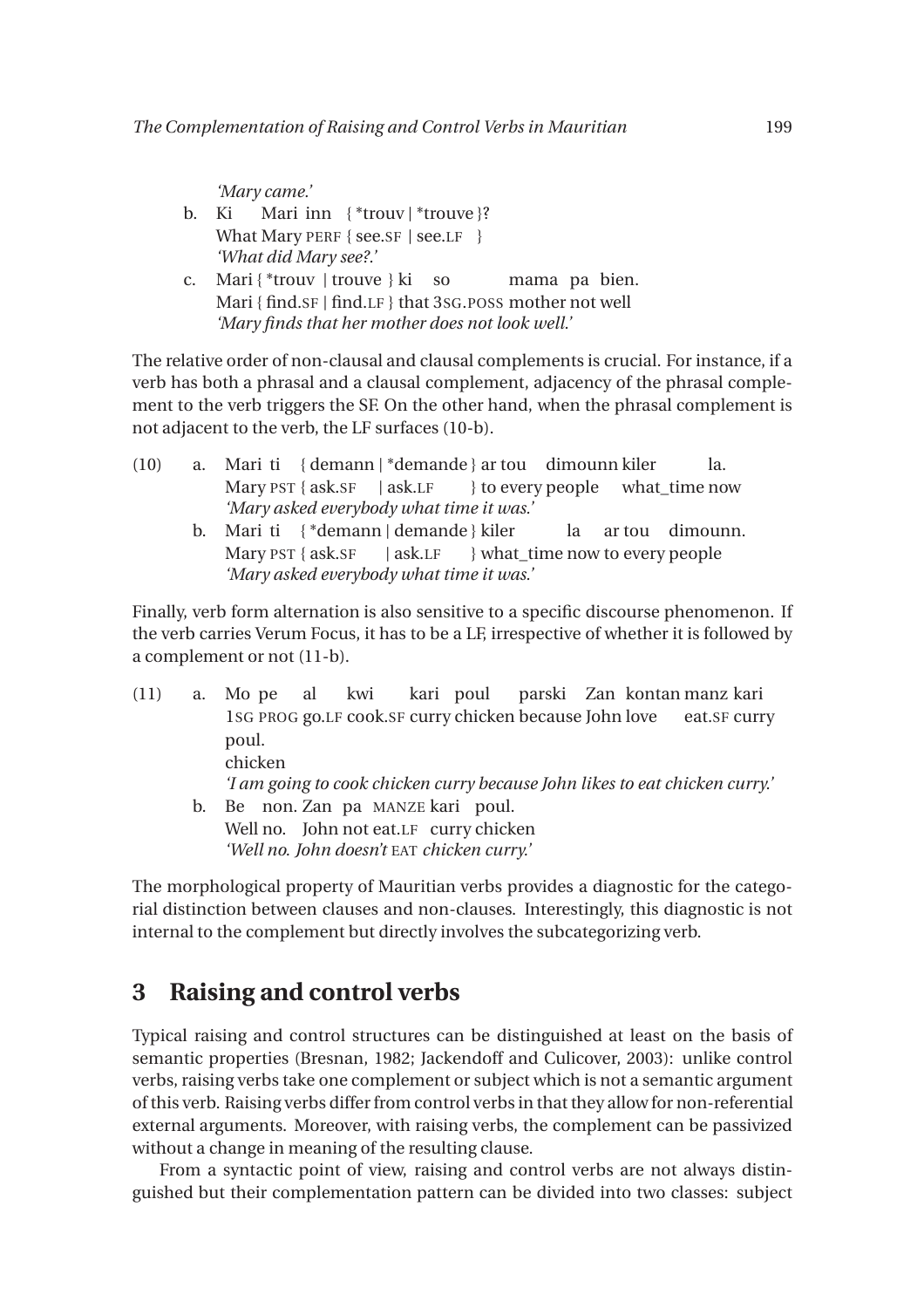*'Mary came.'*

b. Ki Mari inn { *trouv | *trouve }?
   What Mary PERF { see.SF | see.LF }
   *'What did Mary see?.'*

c. Mari { *trouv | trouve } ki so mama pa bien.
   Mari { find.SF | find.LF } that 3SG.POSS mother not well
   *'Mary finds that her mother does not look well.'*

The relative order of non-clausal and clausal complements is crucial. For instance, if a verb has both a phrasal and a clausal complement, adjacency of the phrasal complement to the verb triggers the SF. On the other hand, when the phrasal complement is not adjacent to the verb, the LF surfaces (10-b).

(10) a. Mari ti { demann | *demande } ar tou dimounn kiler la.
   Mary PST { ask.SF | ask.LF } to every people what_time now
   *'Mary asked everybody what time it was.'*

b. Mari ti { *demann | demande } kiler la ar tou dimounn.
   Mary PST { ask.SF | ask.LF } what_time now to every people
   *'Mary asked everybody what time it was.'*

Finally, verb form alternation is also sensitive to a specific discourse phenomenon. If the verb carries Verum Focus, it has to be a LF, irrespective of whether it is followed by a complement or not (11-b).

(11) a. Mo pe al kwi kari poul parski Zan kontan manz kari poul.
   1SG PROG go.LF cook.SF curry chicken because John love eat.SF curry chicken
   *'I am going to cook chicken curry because John likes to eat chicken curry.'*

b. Be non. Zan pa MANZE kari poul.
   Well no. John not eat.LF curry chicken
   *'Well no. John doesn't* EAT *chicken curry.'*

The morphological property of Mauritian verbs provides a diagnostic for the categorial distinction between clauses and non-clauses. Interestingly, this diagnostic is not internal to the complement but directly involves the subcategorizing verb.

## 3 Raising and control verbs

Typical raising and control structures can be distinguished at least on the basis of semantic properties (Bresnan, 1982; Jackendoff and Culicover, 2003): unlike control verbs, raising verbs take one complement or subject which is not a semantic argument of this verb. Raising verbs differ from control verbs in that they allow for non-referential external arguments. Moreover, with raising verbs, the complement can be passivized without a change in meaning of the resulting clause.

From a syntactic point of view, raising and control verbs are not always distinguished but their complementation pattern can be divided into two classes: subject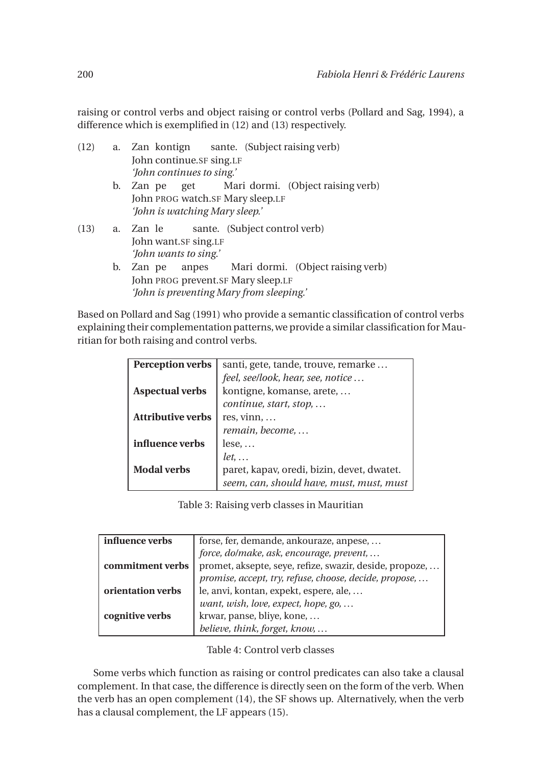raising or control verbs and object raising or control verbs (Pollard and Sag, 1994), a difference which is exemplified in (12) and (13) respectively.

(12) a. Zan kontign sante. (Subject raising verb)
John continue.SF sing.LF
*'John continues to sing.'*

b. Zan pe get Mari dormi. (Object raising verb)
John PROG watch.SF Mary sleep.LF
*'John is watching Mary sleep.'*

(13) a. Zan le sante. (Subject control verb)
John want.SF sing.LF
*'John wants to sing.'*

b. Zan pe anpes Mari dormi. (Object raising verb)
John PROG prevent.SF Mary sleep.LF
*'John is preventing Mary from sleeping.'*

Based on Pollard and Sag (1991) who provide a semantic classification of control verbs explaining their complementation patterns, we provide a similar classification for Mauritian for both raising and control verbs.

| | |
|---|---|
| **Perception verbs** | santi, gete, tande, trouve, remarke … |
| | *feel, see/look, hear, see, notice …* |
| **Aspectual verbs** | kontigne, komanse, arete, … |
| | *continue, start, stop, …* |
| **Attributive verbs** | res, vinn, … |
| | *remain, become, …* |
| **influence verbs** | lese, … |
| | *let, …* |
| **Modal verbs** | paret, kapav, oredi, bizin, devet, dwatet. |
| | *seem, can, should have, must, must, must* |

Table 3: Raising verb classes in Mauritian

| | |
|---|---|
| **influence verbs** | forse, fer, demande, ankouraze, anpese, … |
| | *force, do/make, ask, encourage, prevent, …* |
| **commitment verbs** | promet, aksepte, seye, refize, swazir, deside, propoze, … |
| | *promise, accept, try, refuse, choose, decide, propose, …* |
| **orientation verbs** | le, anvi, kontan, expekt, espere, ale, … |
| | *want, wish, love, expect, hope, go, …* |
| **cognitive verbs** | krwar, panse, bliye, kone, … |
| | *believe, think, forget, know, …* |

Table 4: Control verb classes

Some verbs which function as raising or control predicates can also take a clausal complement. In that case, the difference is directly seen on the form of the verb. When the verb has an open complement (14), the SF shows up. Alternatively, when the verb has a clausal complement, the LF appears (15).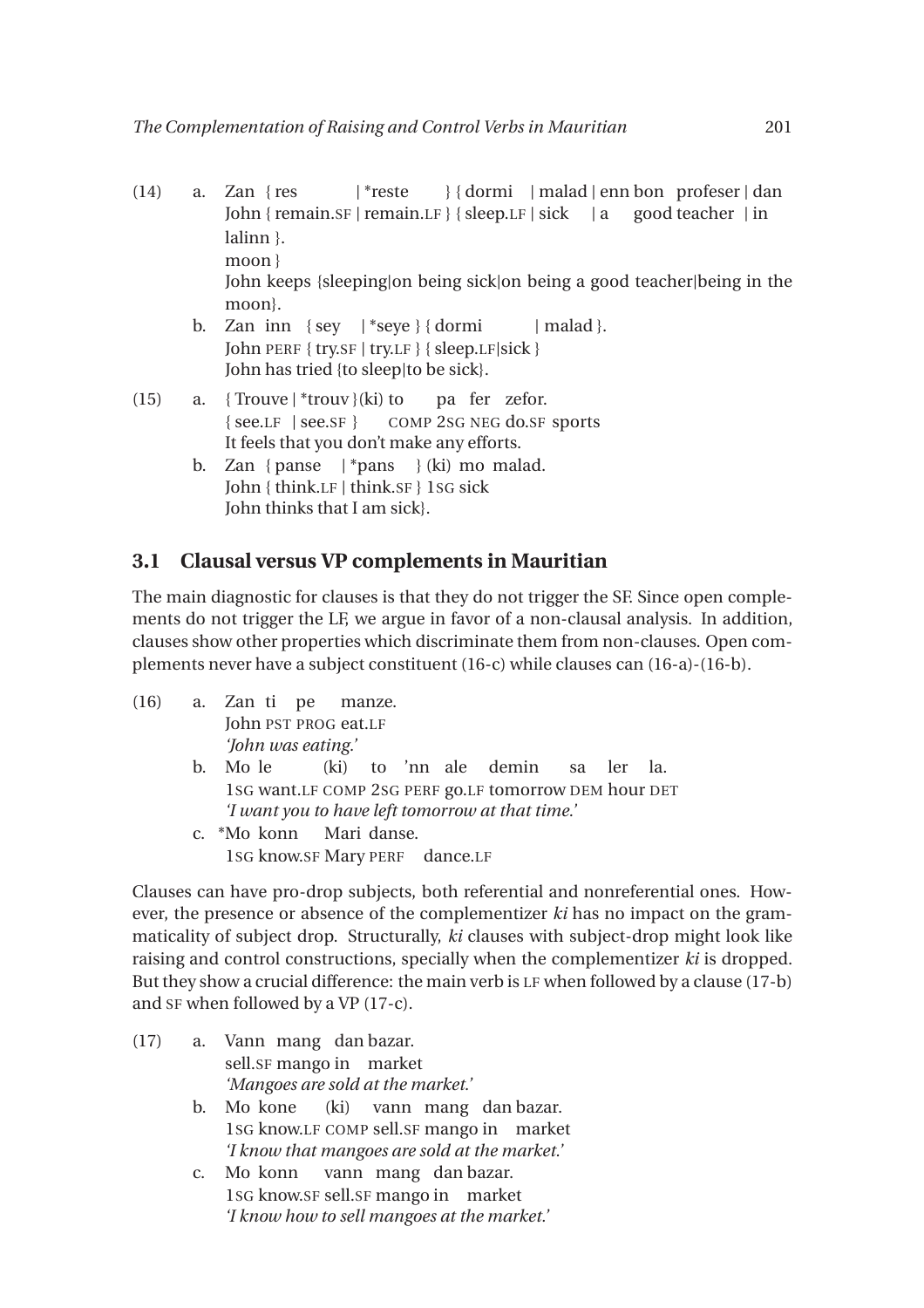(14) a. Zan { res | *reste } { dormi | malad | enn bon profeser | dan lalinn }.
John { remain.SF | remain.LF } { sleep.LF | sick | a good teacher | in moon }
John keeps {sleeping|on being sick|on being a good teacher|being in the moon}.

b. Zan inn { sey | *seye } { dormi | malad }.
John PERF { try.SF | try.LF } { sleep.LF|sick }
John has tried {to sleep|to be sick}.

(15) a. { Trouve | *trouv }(ki) to pa fer zefor.
{ see.LF | see.SF } COMP 2SG NEG do.SF sports
It feels that you don't make any efforts.

b. Zan { panse | *pans } (ki) mo malad.
John { think.LF | think.SF } 1SG sick
John thinks that I am sick}.

## 3.1 Clausal versus VP complements in Mauritian

The main diagnostic for clauses is that they do not trigger the SF. Since open complements do not trigger the LF, we argue in favor of a non-clausal analysis. In addition, clauses show other properties which discriminate them from non-clauses. Open complements never have a subject constituent (16-c) while clauses can (16-a)-(16-b).

(16) a. Zan ti pe manze.
John PST PROG eat.LF
*'John was eating.'*

b. Mo le (ki) to 'nn ale demin sa ler la.
1SG want.LF COMP 2SG PERF go.LF tomorrow DEM hour DET
*'I want you to have left tomorrow at that time.'*

c. *Mo konn Mari danse.
1SG know.SF Mary PERF dance.LF

Clauses can have pro-drop subjects, both referential and nonreferential ones. However, the presence or absence of the complementizer *ki* has no impact on the grammaticality of subject drop. Structurally, *ki* clauses with subject-drop might look like raising and control constructions, specially when the complementizer *ki* is dropped. But they show a crucial difference: the main verb is LF when followed by a clause (17-b) and SF when followed by a VP (17-c).

(17) a. Vann mang dan bazar.
sell.SF mango in market
*'Mangoes are sold at the market.'*

b. Mo kone (ki) vann mang dan bazar.
1SG know.LF COMP sell.SF mango in market
*'I know that mangoes are sold at the market.'*

c. Mo konn vann mang dan bazar.
1SG know.SF sell.SF mango in market
*'I know how to sell mangoes at the market.'*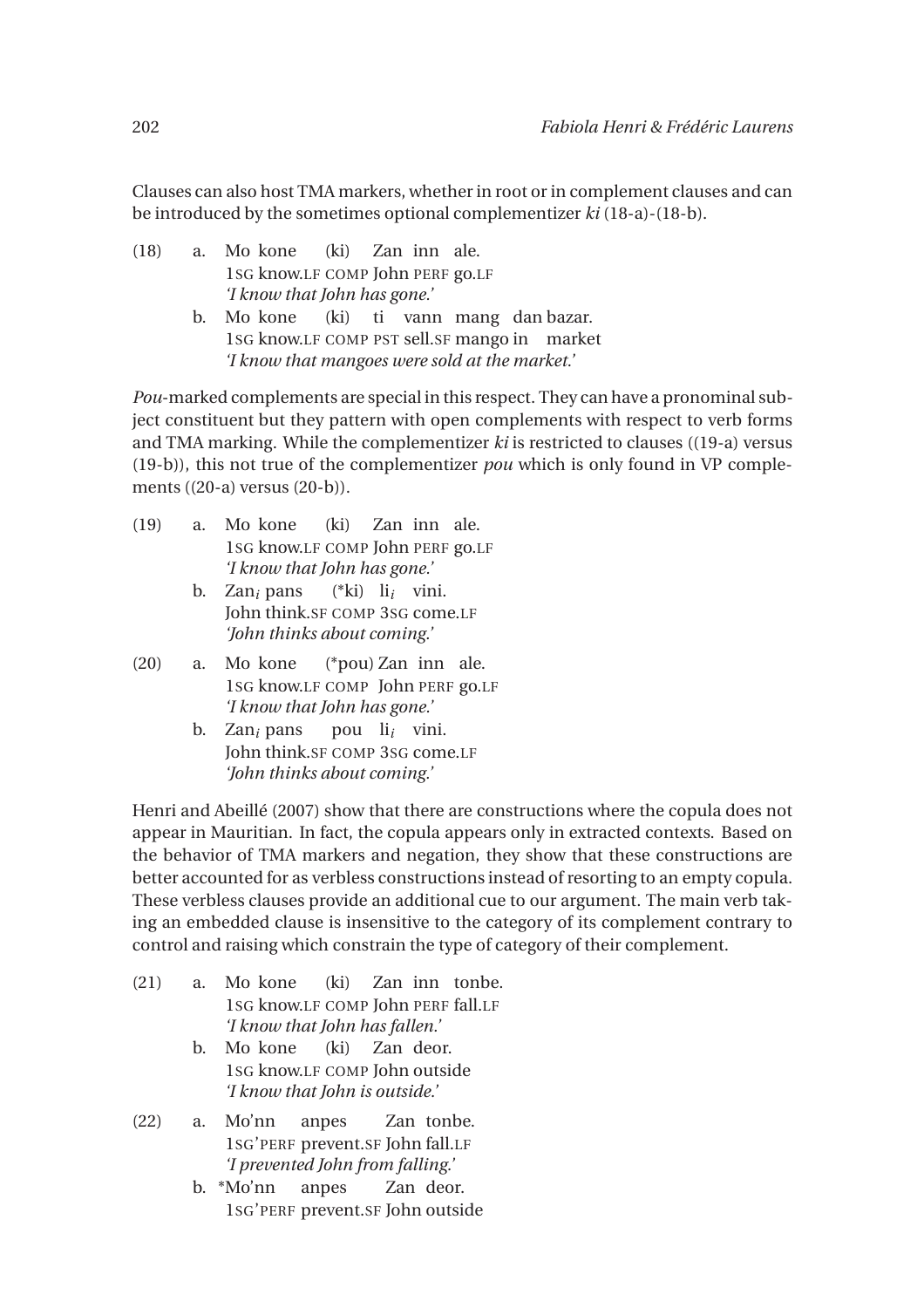Clauses can also host TMA markers, whether in root or in complement clauses and can be introduced by the sometimes optional complementizer *ki* (18-a)-(18-b).

(18) a. Mo kone (ki) Zan inn ale.
1SG know.LF COMP John PERF go.LF
*'I know that John has gone.'*

b. Mo kone (ki) ti vann mang dan bazar.
1SG know.LF COMP PST sell.SF mango in market
*'I know that mangoes were sold at the market.'*

*Pou*-marked complements are special in this respect. They can have a pronominal subject constituent but they pattern with open complements with respect to verb forms and TMA marking. While the complementizer *ki* is restricted to clauses ((19-a) versus (19-b)), this not true of the complementizer *pou* which is only found in VP complements ((20-a) versus (20-b)).

(19) a. Mo kone (ki) Zan inn ale.
1SG know.LF COMP John PERF go.LF
*'I know that John has gone.'*

b. Zan$_i$ pans (*ki) li$_i$ vini.
John think.SF COMP 3SG come.LF
*'John thinks about coming.'*

(20) a. Mo kone (*pou) Zan inn ale.
1SG know.LF COMP John PERF go.LF
*'I know that John has gone.'*

b. Zan$_i$ pans pou li$_i$ vini.
John think.SF COMP 3SG come.LF
*'John thinks about coming.'*

Henri and Abeillé (2007) show that there are constructions where the copula does not appear in Mauritian. In fact, the copula appears only in extracted contexts. Based on the behavior of TMA markers and negation, they show that these constructions are better accounted for as verbless constructions instead of resorting to an empty copula. These verbless clauses provide an additional cue to our argument. The main verb taking an embedded clause is insensitive to the category of its complement contrary to control and raising which constrain the type of category of their complement.

(21) a. Mo kone (ki) Zan inn tonbe.
1SG know.LF COMP John PERF fall.LF
*'I know that John has fallen.'*

b. Mo kone (ki) Zan deor.
1SG know.LF COMP John outside
*'I know that John is outside.'*

(22) a. Mo'nn anpes Zan tonbe.
1SG'PERF prevent.SF John fall.LF
*'I prevented John from falling.'*

b. *Mo'nn anpes Zan deor.
1SG'PERF prevent.SF John outside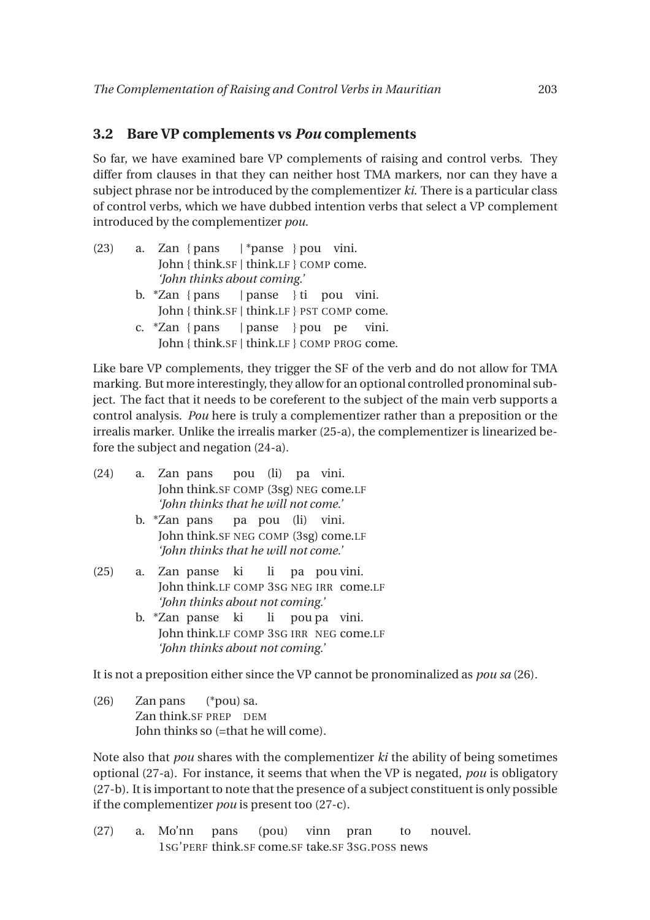### 3.2 Bare VP complements vs *Pou* complements

So far, we have examined bare VP complements of raising and control verbs. They differ from clauses in that they can neither host TMA markers, nor can they have a subject phrase nor be introduced by the complementizer *ki*. There is a particular class of control verbs, which we have dubbed intention verbs that select a VP complement introduced by the complementizer *pou*.

(23) a. Zan { pans | *panse } pou vini.
John { think.SF | think.LF } COMP come.
*'John thinks about coming.'*

b. *Zan { pans | panse } ti pou vini.
John { think.SF | think.LF } PST COMP come.

c. *Zan { pans | panse } pou pe vini.
John { think.SF | think.LF } COMP PROG come.

Like bare VP complements, they trigger the SF of the verb and do not allow for TMA marking. But more interestingly, they allow for an optional controlled pronominal subject. The fact that it needs to be coreferent to the subject of the main verb supports a control analysis. *Pou* here is truly a complementizer rather than a preposition or the irrealis marker. Unlike the irrealis marker (25-a), the complementizer is linearized before the subject and negation (24-a).

(24) a. Zan pans pou (li) pa vini.
John think.SF COMP (3sg) NEG come.LF
*'John thinks that he will not come.'*

b. *Zan pans pa pou (li) vini.
John think.SF NEG COMP (3sg) come.LF
*'John thinks that he will not come.'*

(25) a. Zan panse ki li pa pou vini.
John think.LF COMP 3SG NEG IRR come.LF
*'John thinks about not coming.'*

b. *Zan panse ki li pou pa vini.
John think.LF COMP 3SG IRR NEG come.LF
*'John thinks about not coming.'*

It is not a preposition either since the VP cannot be pronominalized as *pou sa* (26).

(26) Zan pans (*pou) sa.
Zan think.SF PREP DEM
John thinks so (=that he will come).

Note also that *pou* shares with the complementizer *ki* the ability of being sometimes optional (27-a). For instance, it seems that when the VP is negated, *pou* is obligatory (27-b). It is important to note that the presence of a subject constituent is only possible if the complementizer *pou* is present too (27-c).

(27) a. Mo'nn pans (pou) vinn pran to nouvel.
1SG'PERF think.SF come.SF take.SF 3SG.POSS news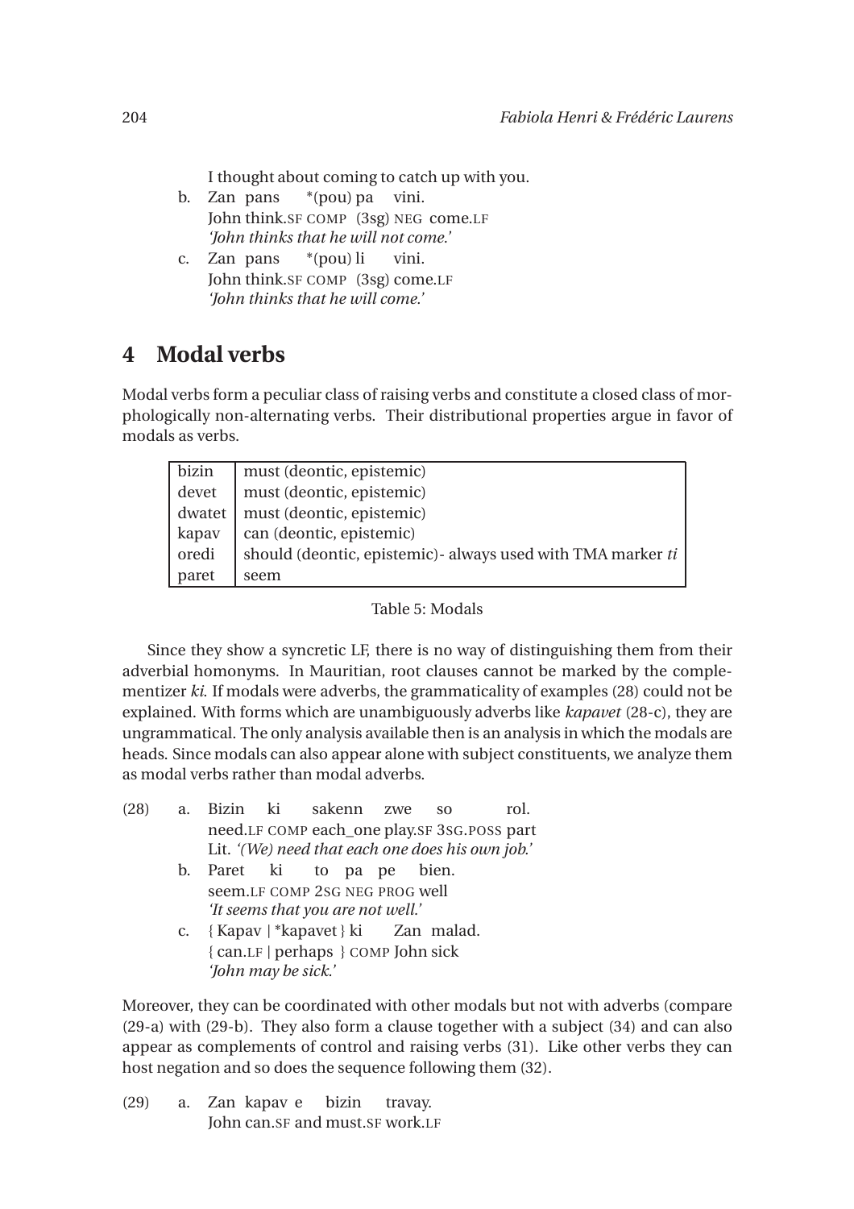I thought about coming to catch up with you.

b. Zan pans \*(pou) pa vini.
   John think.SF COMP (3sg) NEG come.LF
   *'John thinks that he will not come.'*

c. Zan pans \*(pou) li vini.
   John think.SF COMP (3sg) come.LF
   *'John thinks that he will come.'*

# 4 Modal verbs

Modal verbs form a peculiar class of raising verbs and constitute a closed class of morphologically non-alternating verbs. Their distributional properties argue in favor of modals as verbs.

| | |
|---|---|
| bizin | must (deontic, epistemic) |
| devet | must (deontic, epistemic) |
| dwatet | must (deontic, epistemic) |
| kapav | can (deontic, epistemic) |
| oredi | should (deontic, epistemic)- always used with TMA marker *ti* |
| paret | seem |

Table 5: Modals

Since they show a syncretic LF, there is no way of distinguishing them from their adverbial homonyms. In Mauritian, root clauses cannot be marked by the complementizer *ki*. If modals were adverbs, the grammaticality of examples (28) could not be explained. With forms which are unambiguously adverbs like *kapavet* (28-c), they are ungrammatical. The only analysis available then is an analysis in which the modals are heads. Since modals can also appear alone with subject constituents, we analyze them as modal verbs rather than modal adverbs.

(28) a. Bizin ki sakenn zwe so rol.
   need.LF COMP each_one play.SF 3SG.POSS part
   Lit. *'(We) need that each one does his own job.'*

b. Paret ki to pa pe bien.
   seem.LF COMP 2SG NEG PROG well
   *'It seems that you are not well.'*

c. { Kapav | \*kapavet } ki Zan malad.
   { can.LF | perhaps } COMP John sick
   *'John may be sick.'*

Moreover, they can be coordinated with other modals but not with adverbs (compare (29-a) with (29-b). They also form a clause together with a subject (34) and can also appear as complements of control and raising verbs (31). Like other verbs they can host negation and so does the sequence following them (32).

(29) a. Zan kapav e bizin travay.
   John can.SF and must.SF work.LF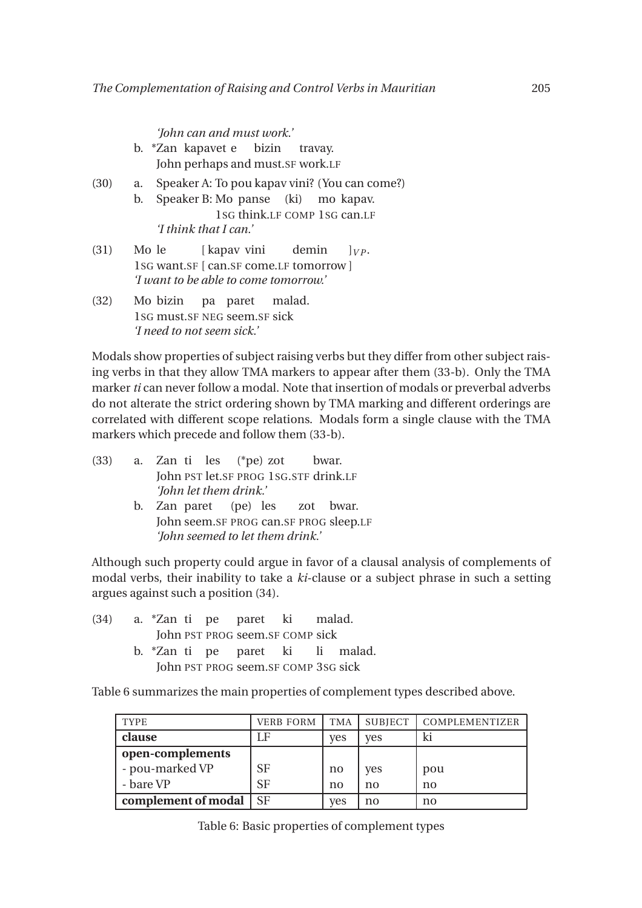*'John can and must work.'*

b. *Zan kapavet e bizin travay.
John perhaps and must.SF work.LF

(30) a. Speaker A: To pou kapav vini? (You can come?)
b. Speaker B: Mo panse (ki) mo kapav.
1SG think.LF COMP 1SG can.LF
*'I think that I can.'*

(31) Mo le [ kapav vini demin ]$_{VP}$.
1SG want.SF [ can.SF come.LF tomorrow ]
*'I want to be able to come tomorrow.'*

(32) Mo bizin pa paret malad.
1SG must.SF NEG seem.SF sick
*'I need to not seem sick.'*

Modals show properties of subject raising verbs but they differ from other subject raising verbs in that they allow TMA markers to appear after them (33-b). Only the TMA marker *ti* can never follow a modal. Note that insertion of modals or preverbal adverbs do not alterate the strict ordering shown by TMA marking and different orderings are correlated with different scope relations. Modals form a single clause with the TMA markers which precede and follow them (33-b).

(33) a. Zan ti les (*pe) zot bwar.
John PST let.SF PROG 1SG.STF drink.LF
*'John let them drink.'*

b. Zan paret (pe) les zot bwar.
John seem.SF PROG can.SF PROG sleep.LF
*'John seemed to let them drink.'*

Although such property could argue in favor of a clausal analysis of complements of modal verbs, their inability to take a *ki*-clause or a subject phrase in such a setting argues against such a position (34).

(34) a. *Zan ti pe paret ki malad.
John PST PROG seem.SF COMP sick

b. *Zan ti pe paret ki li malad.
John PST PROG seem.SF COMP 3SG sick

Table 6 summarizes the main properties of complement types described above.

| TYPE | VERB FORM | TMA | SUBJECT | COMPLEMENTIZER |
|---|---|---|---|---|
| **clause** | LF | yes | yes | ki |
| **open-complements** | | | | |
| - pou-marked VP | SF | no | yes | pou |
| - bare VP | SF | no | no | no |
| **complement of modal** | SF | yes | no | no |

Table 6: Basic properties of complement types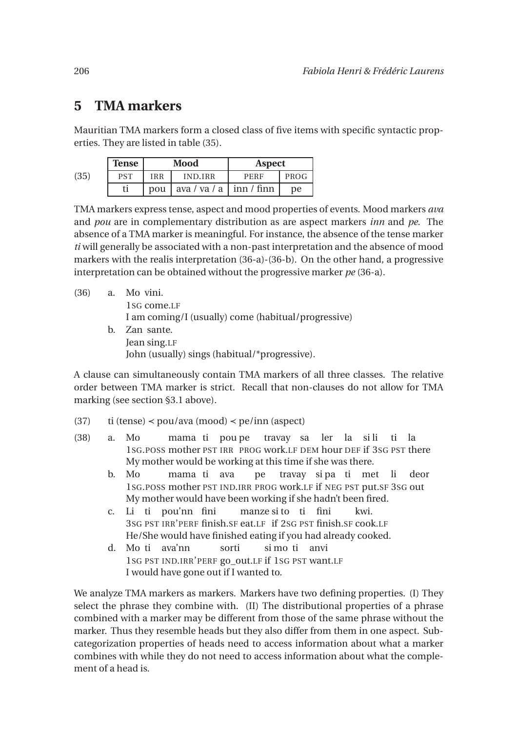## 5 TMA markers

Mauritian TMA markers form a closed class of five items with specific syntactic properties. They are listed in table (35).

(35)

| Tense | Mood | | Aspect | |
|---|---|---|---|---|
| PST | IRR | IND.IRR | PERF | PROG |
| ti | pou | ava / va / a | inn / finn | pe |

TMA markers express tense, aspect and mood properties of events. Mood markers *ava* and *pou* are in complementary distribution as are aspect markers *inn* and *pe*. The absence of a TMA marker is meaningful. For instance, the absence of the tense marker *ti* will generally be associated with a non-past interpretation and the absence of mood markers with the realis interpretation (36-a)-(36-b). On the other hand, a progressive interpretation can be obtained without the progressive marker *pe* (36-a).

(36) a. Mo vini.
   1SG come.LF
   I am coming/I (usually) come (habitual/progressive)

  b. Zan sante.
   Jean sing.LF
   John (usually) sings (habitual/*progressive).

A clause can simultaneously contain TMA markers of all three classes. The relative order between TMA marker is strict. Recall that non-clauses do not allow for TMA marking (see section §3.1 above).

(37) ti (tense) ≺ pou/ava (mood) ≺ pe/inn (aspect)

(38) a. Mo mama ti pou pe travay sa ler la si li ti la
   1SG.POSS mother PST IRR PROG work.LF DEM hour DEF if 3SG PST there
   My mother would be working at this time if she was there.

  b. Mo mama ti ava pe travay si pa ti met li deor
   1SG.POSS mother PST IND.IRR PROG work.LF if NEG PST put.SF 3SG out
   My mother would have been working if she hadn't been fired.

  c. Li ti pou'nn fini manze si to ti fini kwi.
   3SG PST IRR'PERF finish.SF eat.LF if 2SG PST finish.SF cook.LF
   He/She would have finished eating if you had already cooked.

  d. Mo ti ava'nn sorti si mo ti anvi
   1SG PST IND.IRR'PERF go_out.LF if 1SG PST want.LF
   I would have gone out if I wanted to.

We analyze TMA markers as markers. Markers have two defining properties. (I) They select the phrase they combine with. (II) The distributional properties of a phrase combined with a marker may be different from those of the same phrase without the marker. Thus they resemble heads but they also differ from them in one aspect. Subcategorization properties of heads need to access information about what a marker combines with while they do not need to access information about what the complement of a head is.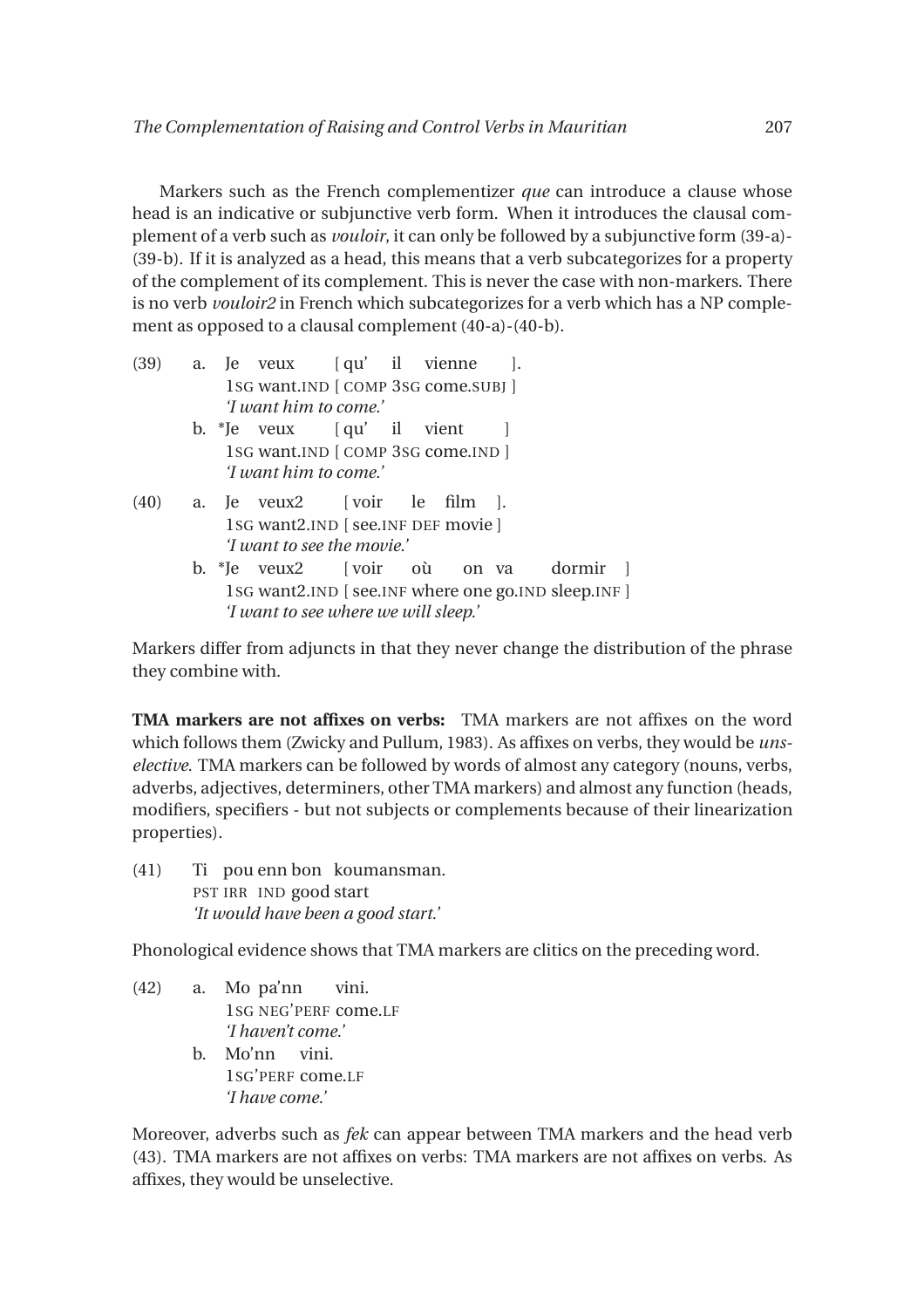Markers such as the French complementizer *que* can introduce a clause whose head is an indicative or subjunctive verb form. When it introduces the clausal complement of a verb such as *vouloir*, it can only be followed by a subjunctive form (39-a)-(39-b). If it is analyzed as a head, this means that a verb subcategorizes for a property of the complement of its complement. This is never the case with non-markers. There is no verb *vouloir2* in French which subcategorizes for a verb which has a NP complement as opposed to a clausal complement (40-a)-(40-b).

(39) a. Je veux [ qu' il vienne ].
   1SG want.IND [ COMP 3SG come.SUBJ ]
   *'I want him to come.'*

   b. *Je veux [ qu' il vient ]
   1SG want.IND [ COMP 3SG come.IND ]
   *'I want him to come.'*

(40) a. Je veux2 [ voir le film ].
   1SG want2.IND [ see.INF DEF movie ]
   *'I want to see the movie.'*

   b. *Je veux2 [ voir où on va dormir ]
   1SG want2.IND [ see.INF where one go.IND sleep.INF ]
   *'I want to see where we will sleep.'*

Markers differ from adjuncts in that they never change the distribution of the phrase they combine with.

**TMA markers are not affixes on verbs:** TMA markers are not affixes on the word which follows them (Zwicky and Pullum, 1983). As affixes on verbs, they would be *unselective*. TMA markers can be followed by words of almost any category (nouns, verbs, adverbs, adjectives, determiners, other TMA markers) and almost any function (heads, modifiers, specifiers - but not subjects or complements because of their linearization properties).

(41) Ti pou enn bon koumansman.
   PST IRR IND good start
   *'It would have been a good start.'*

Phonological evidence shows that TMA markers are clitics on the preceding word.

(42) a. Mo pa'nn vini.
   1SG NEG'PERF come.LF
   *'I haven't come.'*

   b. Mo'nn vini.
   1SG'PERF come.LF
   *'I have come.'*

Moreover, adverbs such as *fek* can appear between TMA markers and the head verb (43). TMA markers are not affixes on verbs: TMA markers are not affixes on verbs. As affixes, they would be unselective.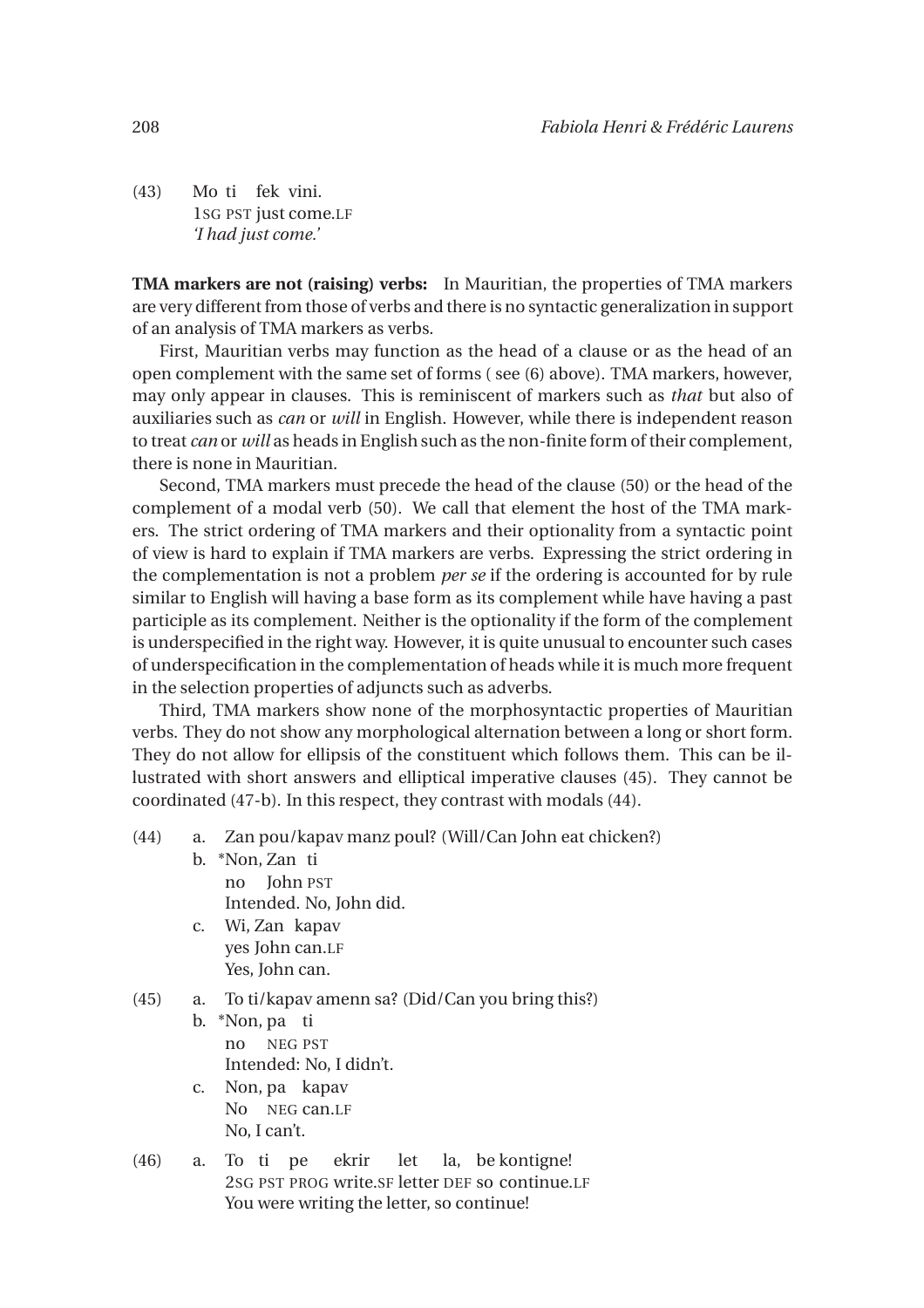(43) Mo ti fek vini.
1SG PST just come.LF
*'I had just come.'*

**TMA markers are not (raising) verbs:** In Mauritian, the properties of TMA markers are very different from those of verbs and there is no syntactic generalization in support of an analysis of TMA markers as verbs.

First, Mauritian verbs may function as the head of a clause or as the head of an open complement with the same set of forms ( see (6) above). TMA markers, however, may only appear in clauses. This is reminiscent of markers such as *that* but also of auxiliaries such as *can* or *will* in English. However, while there is independent reason to treat *can* or *will* as heads in English such as the non-finite form of their complement, there is none in Mauritian.

Second, TMA markers must precede the head of the clause (50) or the head of the complement of a modal verb (50). We call that element the host of the TMA markers. The strict ordering of TMA markers and their optionality from a syntactic point of view is hard to explain if TMA markers are verbs. Expressing the strict ordering in the complementation is not a problem *per se* if the ordering is accounted for by rule similar to English will having a base form as its complement while have having a past participle as its complement. Neither is the optionality if the form of the complement is underspecified in the right way. However, it is quite unusual to encounter such cases of underspecification in the complementation of heads while it is much more frequent in the selection properties of adjuncts such as adverbs.

Third, TMA markers show none of the morphosyntactic properties of Mauritian verbs. They do not show any morphological alternation between a long or short form. They do not allow for ellipsis of the constituent which follows them. This can be illustrated with short answers and elliptical imperative clauses (45). They cannot be coordinated (47-b). In this respect, they contrast with modals (44).

(44) a. Zan pou/kapav manz poul? (Will/Can John eat chicken?)
b. *Non, Zan ti
no John PST
Intended. No, John did.
c. Wi, Zan kapav
yes John can.LF
Yes, John can.

(45) a. To ti/kapav amenn sa? (Did/Can you bring this?)
b. *Non, pa ti
no NEG PST
Intended: No, I didn't.
c. Non, pa kapav
No NEG can.LF
No, I can't.

(46) a. To ti pe ekrir let la, be kontigne!
2SG PST PROG write.SF letter DEF so continue.LF
You were writing the letter, so continue!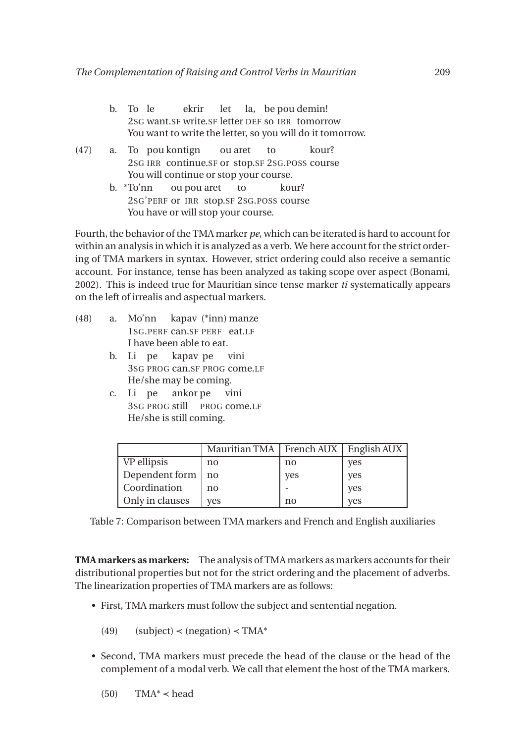b. To le ekrir let la, be pou demin!
   2SG want.SF write.SF letter DEF so IRR tomorrow
   You want to write the letter, so you will do it tomorrow.

(47) a. To pou kontign ou aret to kour?
   2SG IRR continue.SF or stop.SF 2SG.POSS course
   You will continue or stop your course.

b. *To'nn ou pou aret to kour?
   2SG'PERF or IRR stop.SF 2SG.POSS course
   You have or will stop your course.

Fourth, the behavior of the TMA marker *pe*, which can be iterated is hard to account for within an analysis in which it is analyzed as a verb. We here account for the strict ordering of TMA markers in syntax. However, strict ordering could also receive a semantic account. For instance, tense has been analyzed as taking scope over aspect (Bonami, 2002). This is indeed true for Mauritian since tense marker *ti* systematically appears on the left of irrealis and aspectual markers.

(48) a. Mo'nn kapav (*inn) manze
   1SG.PERF can.SF PERF eat.LF
   I have been able to eat.

b. Li pe kapav pe vini
   3SG PROG can.SF PROG come.LF
   He/she may be coming.

c. Li pe ankor pe vini
   3SG PROG still PROG come.LF
   He/she is still coming.

| | Mauritian TMA | French AUX | English AUX |
|---|---|---|---|
| VP ellipsis | no | no | yes |
| Dependent form | no | yes | yes |
| Coordination | no | - | yes |
| Only in clauses | yes | no | yes |

Table 7: Comparison between TMA markers and French and English auxiliaries

**TMA markers as markers:** The analysis of TMA markers as markers accounts for their distributional properties but not for the strict ordering and the placement of adverbs. The linearization properties of TMA markers are as follows:

- First, TMA markers must follow the subject and sentential negation.

  (49) (subject) $\prec$ (negation) $\prec$ TMA*

- Second, TMA markers must precede the head of the clause or the head of the complement of a modal verb. We call that element the host of the TMA markers.

  (50) TMA* $\prec$ head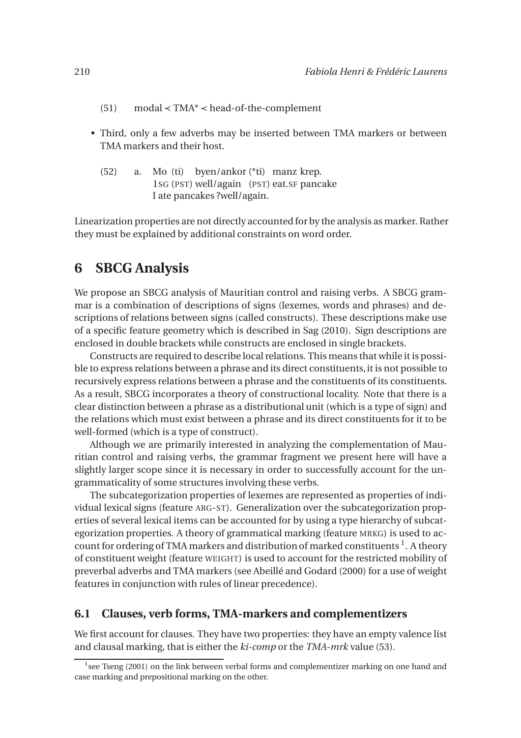(51) modal ≺ TMA* ≺ head-of-the-complement

- Third, only a few adverbs may be inserted between TMA markers or between TMA markers and their host.

(52) a. Mo (ti) byen/ankor (*ti) manz krep.
1SG (PST) well/again (PST) eat.SF pancake
I ate pancakes ?well/again.

Linearization properties are not directly accounted for by the analysis as marker. Rather they must be explained by additional constraints on word order.

## 6 SBCG Analysis

We propose an SBCG analysis of Mauritian control and raising verbs. A SBCG grammar is a combination of descriptions of signs (lexemes, words and phrases) and descriptions of relations between signs (called constructs). These descriptions make use of a specific feature geometry which is described in Sag (2010). Sign descriptions are enclosed in double brackets while constructs are enclosed in single brackets.

Constructs are required to describe local relations. This means that while it is possible to express relations between a phrase and its direct constituents, it is not possible to recursively express relations between a phrase and the constituents of its constituents. As a result, SBCG incorporates a theory of constructional locality. Note that there is a clear distinction between a phrase as a distributional unit (which is a type of sign) and the relations which must exist between a phrase and its direct constituents for it to be well-formed (which is a type of construct).

Although we are primarily interested in analyzing the complementation of Mauritian control and raising verbs, the grammar fragment we present here will have a slightly larger scope since it is necessary in order to successfully account for the ungrammaticality of some structures involving these verbs.

The subcategorization properties of lexemes are represented as properties of individual lexical signs (feature ARG-ST). Generalization over the subcategorization properties of several lexical items can be accounted for by using a type hierarchy of subcategorization properties. A theory of grammatical marking (feature MRKG) is used to account for ordering of TMA markers and distribution of marked constituents [1]. A theory of constituent weight (feature WEIGHT) is used to account for the restricted mobility of preverbal adverbs and TMA markers (see Abeillé and Godard (2000) for a use of weight features in conjunction with rules of linear precedence).

### 6.1 Clauses, verb forms, TMA-markers and complementizers

We first account for clauses. They have two properties: they have an empty valence list and clausal marking, that is either the *ki-comp* or the *TMA-mrk* value (53).

[1] see Tseng (2001) on the link between verbal forms and complementizer marking on one hand and case marking and prepositional marking on the other.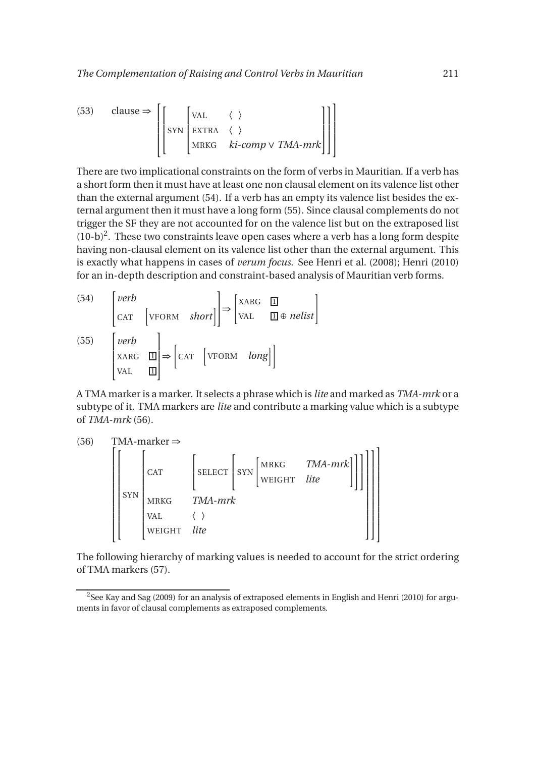(53) clause ⇒

$$\left[\left[\text{SYN}\begin{bmatrix}\text{VAL} & \langle\ \rangle \\ \text{EXTRA} & \langle\ \rangle \\ \text{MRKG} & \textit{ki-comp} \vee \textit{TMA-mrk}\end{bmatrix}\right]\right]$$

There are two implicational constraints on the form of verbs in Mauritian. If a verb has a short form then it must have at least one non clausal element on its valence list other than the external argument (54). If a verb has an empty its valence list besides the external argument then it must have a long form (55). Since clausal complements do not trigger the SF they are not accounted for on the valence list but on the extraposed list (10-b)[2]. These two constraints leave open cases where a verb has a long form despite having non-clausal element on its valence list other than the external argument. This is exactly what happens in cases of *verum focus*. See Henri et al. (2008); Henri (2010) for an in-depth description and constraint-based analysis of Mauritian verb forms.

(54)

$$\begin{bmatrix}\textit{verb} \\ \text{CAT} & \begin{bmatrix}\text{VFORM} & \textit{short}\end{bmatrix}\end{bmatrix} \Rightarrow \begin{bmatrix}\text{XARG} & \boxed{1} \\ \text{VAL} & \boxed{1} \oplus \textit{nelist}\end{bmatrix}$$

(55)

$$\begin{bmatrix}\textit{verb} \\ \text{XARG} & \boxed{1} \\ \text{VAL} & \boxed{1}\end{bmatrix} \Rightarrow \begin{bmatrix}\text{CAT} & \begin{bmatrix}\text{VFORM} & \textit{long}\end{bmatrix}\end{bmatrix}$$

A TMA marker is a marker. It selects a phrase which is *lite* and marked as *TMA-mrk* or a subtype of it. TMA markers are *lite* and contribute a marking value which is a subtype of *TMA-mrk* (56).

(56) TMA-marker ⇒

$$\left[\left[\text{SYN}\begin{bmatrix}\text{CAT} & \left[\text{SELECT}\left[\text{SYN}\begin{bmatrix}\text{MRKG} & \textit{TMA-mrk} \\ \text{WEIGHT} & \textit{lite}\end{bmatrix}\right]\right] \\ \text{MRKG} & \textit{TMA-mrk} \\ \text{VAL} & \langle\ \rangle \\ \text{WEIGHT} & \textit{lite}\end{bmatrix}\right]\right]$$

The following hierarchy of marking values is needed to account for the strict ordering of TMA markers (57).

[2] See Kay and Sag (2009) for an analysis of extraposed elements in English and Henri (2010) for arguments in favor of clausal complements as extraposed complements.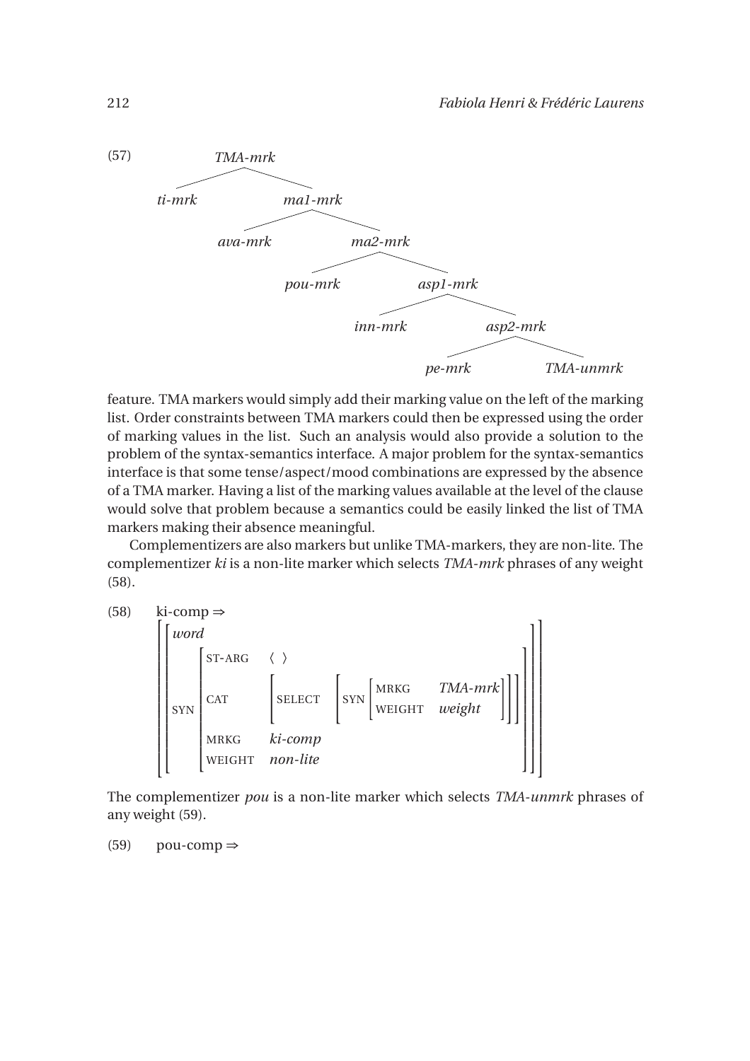(57)

```
TMA-mrk
├── ti-mrk
└── ma1-mrk
    ├── ava-mrk
    └── ma2-mrk
        ├── pou-mrk
        └── asp1-mrk
            ├── inn-mrk
            └── asp2-mrk
                ├── pe-mrk
                └── TMA-unmrk
```

feature. TMA markers would simply add their marking value on the left of the marking list. Order constraints between TMA markers could then be expressed using the order of marking values in the list. Such an analysis would also provide a solution to the problem of the syntax-semantics interface. A major problem for the syntax-semantics interface is that some tense/aspect/mood combinations are expressed by the absence of a TMA marker. Having a list of the marking values available at the level of the clause would solve that problem because a semantics could be easily linked the list of TMA markers making their absence meaningful.

Complementizers are also markers but unlike TMA-markers, they are non-lite. The complementizer *ki* is a non-lite marker which selects *TMA-mrk* phrases of any weight (58).

(58) ki-comp ⇒

$$\left[\begin{array}{l}\textit{word}\\ \text{SYN}\left[\begin{array}{ll}\text{ST-ARG} & \langle\ \rangle\\ \text{CAT} & \left[\text{SELECT}\ \left[\text{SYN}\left[\begin{array}{ll}\text{MRKG} & \textit{TMA-mrk}\\ \text{WEIGHT} & \textit{weight}\end{array}\right]\right]\right]\\ \text{MRKG} & \textit{ki-comp}\\ \text{WEIGHT} & \textit{non-lite}\end{array}\right]\end{array}\right]$$

The complementizer *pou* is a non-lite marker which selects *TMA-unmrk* phrases of any weight (59).

(59) pou-comp ⇒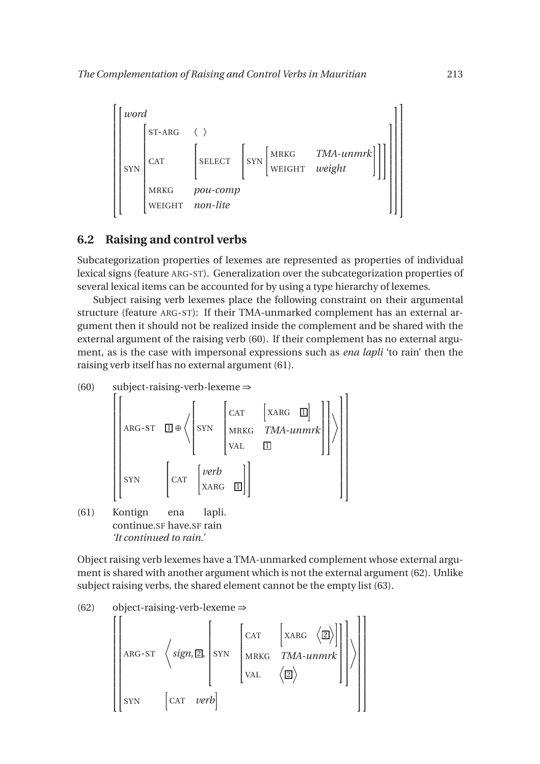$$\left[\begin{array}{l}\left[\begin{array}{ll}\textit{word} & \\ \text{SYN} & \left[\begin{array}{ll}\text{ST-ARG} & \langle\ \rangle \\ \text{CAT} & \left[\text{SELECT}\ \left[\text{SYN}\left[\begin{array}{ll}\text{MRKG} & \textit{TMA-unmrk} \\ \text{WEIGHT} & \textit{weight}\end{array}\right]\right]\right] \\ \text{MRKG} & \textit{pou-comp} \\ \text{WEIGHT} & \textit{non-lite}\end{array}\right]\end{array}\right]\end{array}\right]$$

## 6.2 Raising and control verbs

Subcategorization properties of lexemes are represented as properties of individual lexical signs (feature ARG-ST). Generalization over the subcategorization properties of several lexical items can be accounted for by using a type hierarchy of lexemes.

Subject raising verb lexemes place the following constraint on their argumental structure (feature ARG-ST): If their TMA-unmarked complement has an external argument then it should not be realized inside the complement and be shared with the external argument of the raising verb (60). If their complement has no external argument, as is the case with impersonal expressions such as *ena lapli* 'to rain' then the raising verb itself has no external argument (61).

(60) subject-raising-verb-lexeme ⇒

$$\left[\begin{array}{ll}\text{ARG-ST} & \boxed{1} \oplus \left\langle \left[\text{SYN}\left[\begin{array}{ll}\text{CAT} & \left[\text{XARG}\ \boxed{1}\right] \\ \text{MRKG} & \textit{TMA-unmrk} \\ \text{VAL} & \boxed{1}\end{array}\right]\right] \right\rangle \\ \text{SYN} & \left[\text{CAT}\ \left[\begin{array}{l}\textit{verb} \\ \text{XARG}\ \boxed{1}\end{array}\right]\right]\end{array}\right]$$

(61) Kontign ena lapli.
continue.SF have.SF rain
*'It continued to rain.'*

Object raising verb lexemes have a TMA-unmarked complement whose external argument is shared with another argument which is not the external argument (62). Unlike subject raising verbs, the shared element cannot be the empty list (63).

(62) object-raising-verb-lexeme ⇒

$$\left[\begin{array}{ll}\text{ARG-ST} & \left\langle \textit{sign}, \boxed{2}, \left[\text{SYN}\left[\begin{array}{ll}\text{CAT} & \left[\text{XARG}\ \left\langle\boxed{2}\right\rangle\right] \\ \text{MRKG} & \textit{TMA-unmrk} \\ \text{VAL} & \left\langle\boxed{2}\right\rangle\end{array}\right]\right] \right\rangle \\ \text{SYN} & \left[\text{CAT}\ \textit{verb}\right]\end{array}\right]$$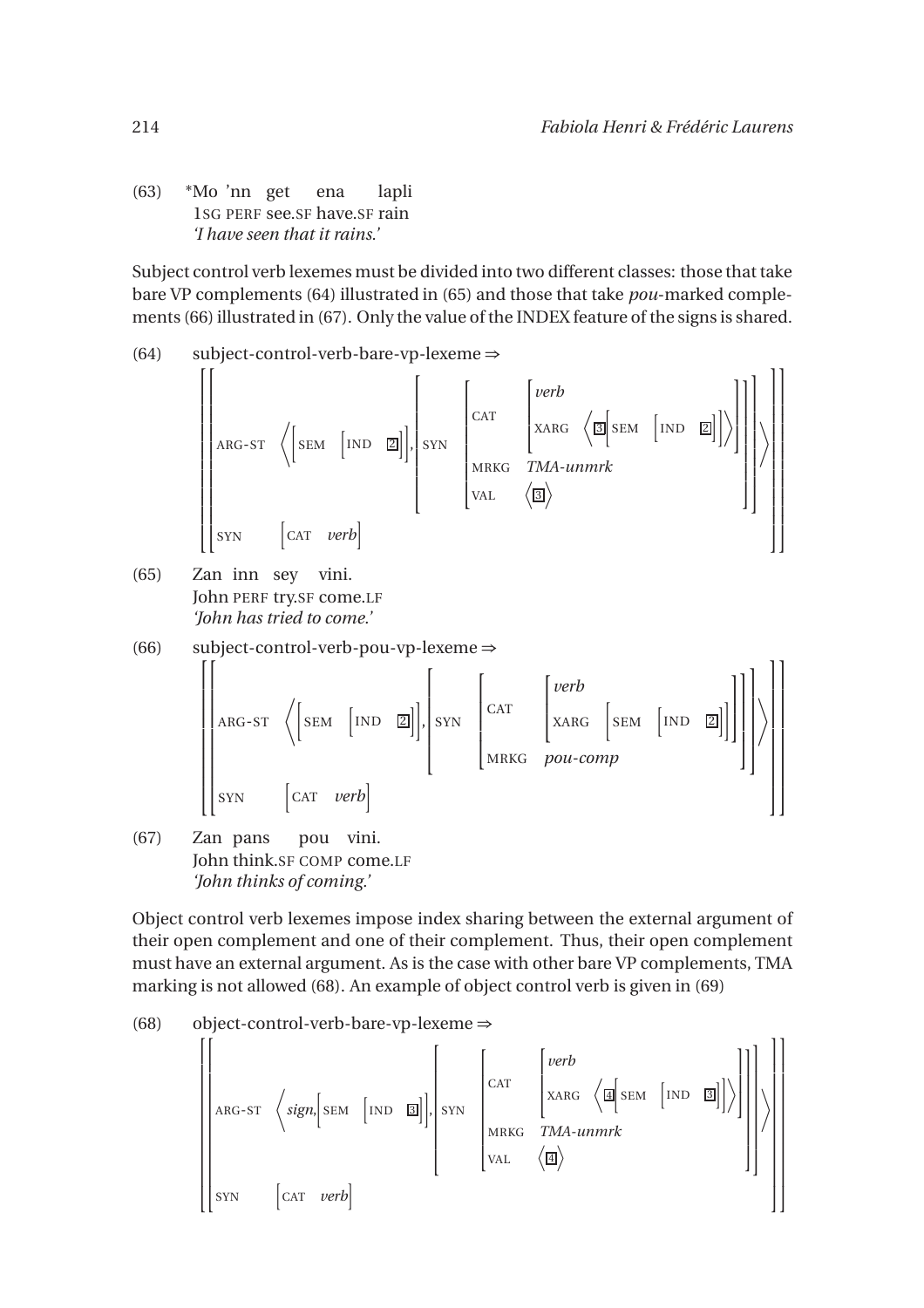(63) *Mo 'nn get ena lapli
 1SG PERF see.SF have.SF rain
 *'I have seen that it rains.'*

Subject control verb lexemes must be divided into two different classes: those that take bare VP complements (64) illustrated in (65) and those that take *pou*-marked complements (66) illustrated in (67). Only the value of the INDEX feature of the signs is shared.

(64) subject-control-verb-bare-vp-lexeme ⇒

$$\left[\begin{array}{ll}\text{ARG-ST} & \left\langle \left[\text{SEM}\ \left[\text{IND}\ \boxed{2}\right]\right], \left[\text{SYN}\ \left[\begin{array}{ll}\text{CAT} & \left[\begin{array}{l}\textit{verb}\\ \text{XARG}\ \left\langle \boxed{3}\left[\text{SEM}\ \left[\text{IND}\ \boxed{2}\right]\right]\right\rangle\end{array}\right]\\ \text{MRKG} & \textit{TMA-unmrk}\\ \text{VAL} & \left\langle \boxed{3} \right\rangle\end{array}\right]\right]\right\rangle\\ \text{SYN} & \left[\text{CAT}\ \ \textit{verb}\right]\end{array}\right]$$

(65) Zan inn sey vini.
 John PERF try.SF come.LF
 *'John has tried to come.'*

(66) subject-control-verb-pou-vp-lexeme ⇒

$$\left[\begin{array}{ll}\text{ARG-ST} & \left\langle \left[\text{SEM}\ \left[\text{IND}\ \boxed{2}\right]\right], \left[\text{SYN}\ \left[\begin{array}{ll}\text{CAT} & \left[\begin{array}{l}\textit{verb}\\ \text{XARG}\ \left[\text{SEM}\ \left[\text{IND}\ \boxed{2}\right]\right]\end{array}\right]\\ \text{MRKG} & \textit{pou-comp}\end{array}\right]\right]\right\rangle\\ \text{SYN} & \left[\text{CAT}\ \ \textit{verb}\right]\end{array}\right]$$

(67) Zan pans pou vini.
 John think.SF COMP come.LF
 *'John thinks of coming.'*

Object control verb lexemes impose index sharing between the external argument of their open complement and one of their complement. Thus, their open complement must have an external argument. As is the case with other bare VP complements, TMA marking is not allowed (68). An example of object control verb is given in (69)

(68) object-control-verb-bare-vp-lexeme ⇒

$$\left[\begin{array}{ll}\text{ARG-ST} & \left\langle \textit{sign}, \left[\text{SEM}\ \left[\text{IND}\ \boxed{3}\right]\right], \left[\text{SYN}\ \left[\begin{array}{ll}\text{CAT} & \left[\begin{array}{l}\textit{verb}\\ \text{XARG}\ \left\langle \boxed{4}\left[\text{SEM}\ \left[\text{IND}\ \boxed{3}\right]\right]\right\rangle\end{array}\right]\\ \text{MRKG} & \textit{TMA-unmrk}\\ \text{VAL} & \left\langle \boxed{4} \right\rangle\end{array}\right]\right]\right\rangle\\ \text{SYN} & \left[\text{CAT}\ \ \textit{verb}\right]\end{array}\right]$$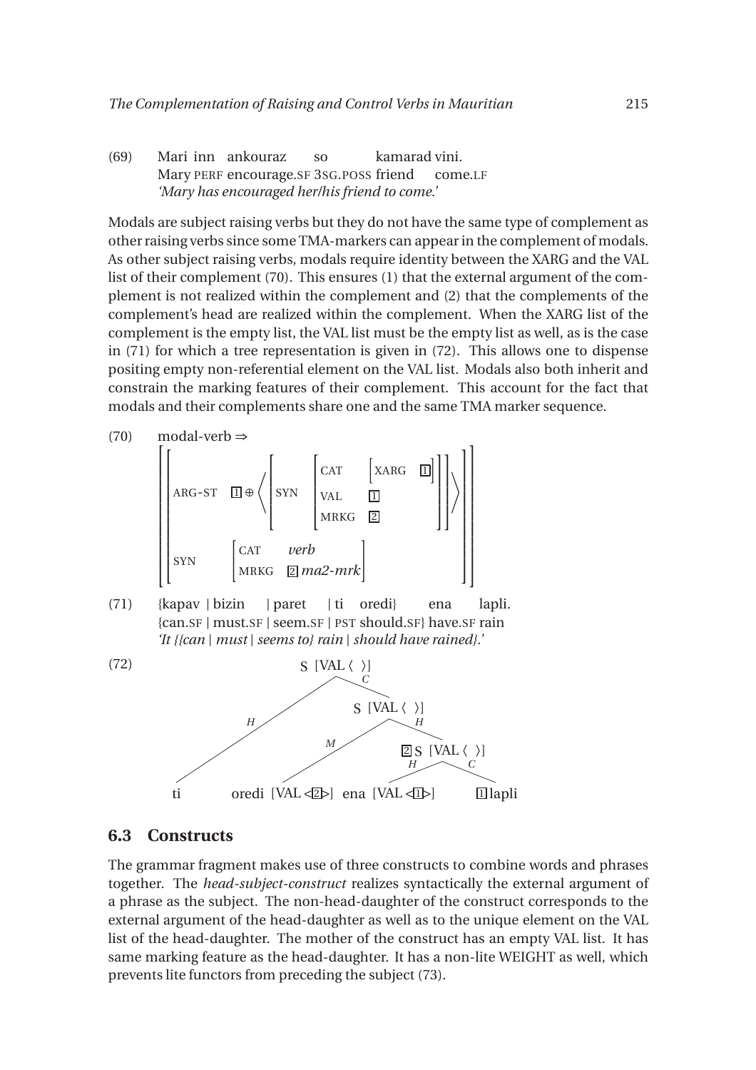(69) Mari inn ankouraz so kamarad vini.
Mary PERF encourage.SF 3SG.POSS friend come.LF
*'Mary has encouraged her/his friend to come.'*

Modals are subject raising verbs but they do not have the same type of complement as other raising verbs since some TMA-markers can appear in the complement of modals. As other subject raising verbs, modals require identity between the XARG and the VAL list of their complement (70). This ensures (1) that the external argument of the complement is not realized within the complement and (2) that the complements of the complement's head are realized within the complement. When the XARG list of the complement is the empty list, the VAL list must be the empty list as well, as is the case in (71) for which a tree representation is given in (72). This allows one to dispense positing empty non-referential element on the VAL list. Modals also both inherit and constrain the marking features of their complement. This account for the fact that modals and their complements share one and the same TMA marker sequence.

(70) modal-verb ⇒

$$\left[\begin{array}{ll} \text{ARG-ST} & \boxed{1} \oplus \left\langle \left[ \text{SYN} \left[\begin{array}{ll} \text{CAT} & \left[ \text{XARG} \ \boxed{1} \right] \\ \text{VAL} & \boxed{1} \\ \text{MRKG} & \boxed{2} \end{array}\right] \right] \right\rangle \\ \text{SYN} & \left[\begin{array}{ll} \text{CAT} & \textit{verb} \\ \text{MRKG} & \boxed{2}\ \textit{ma2-mrk} \end{array}\right] \end{array}\right]$$

(71) {kapav | bizin | paret | ti oredi} ena lapli.
{can.SF | must.SF | seem.SF | PST should.SF} have.SF rain
*'It {{can | must | seems to} rain | should have raised}.'*

(72)

```
S [VAL ⟨ ⟩]
├── H: ti
└── C: S [VAL ⟨ ⟩]
    ├── M: oredi [VAL ⟨2⟩]
    └── H: 2 S [VAL ⟨ ⟩]
        ├── H: ena [VAL ⟨1⟩]
        └── C: 1 lapli
```

## 6.3 Constructs

The grammar fragment makes use of three constructs to combine words and phrases together. The *head-subject-construct* realizes syntactically the external argument of a phrase as the subject. The non-head-daughter of the construct corresponds to the external argument of the head-daughter as well as to the unique element on the VAL list of the head-daughter. The mother of the construct has an empty VAL list. It has same marking feature as the head-daughter. It has a non-lite WEIGHT as well, which prevents lite functors from preceding the subject (73).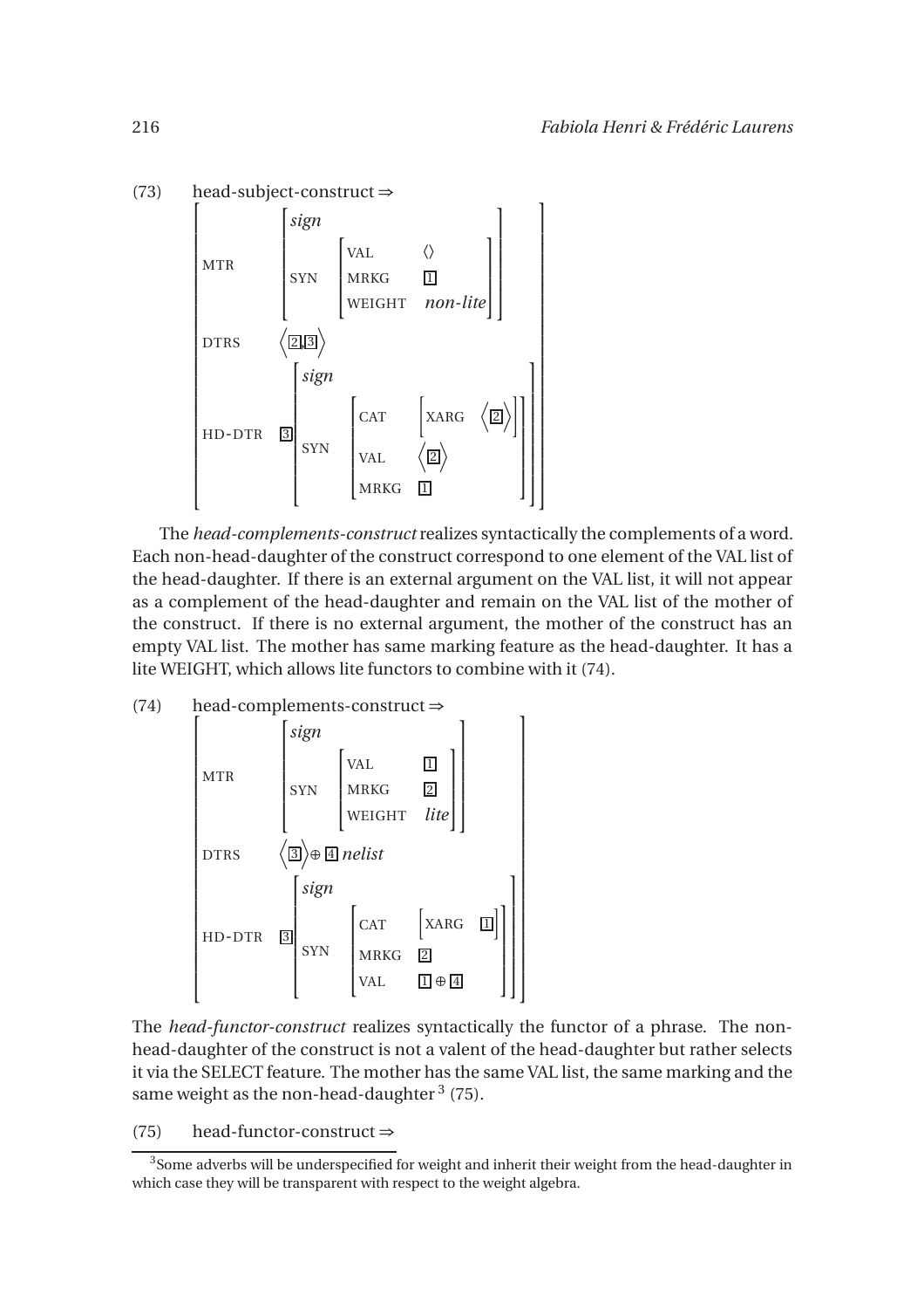(73) head-subject-construct ⇒

$$
\begin{bmatrix}
\text{MTR} & \begin{bmatrix} \textit{sign} & \\ \text{SYN} & \begin{bmatrix} \text{VAL} & \langle\rangle \\ \text{MRKG} & \boxed{1} \\ \text{WEIGHT} & \textit{non-lite} \end{bmatrix} \end{bmatrix} \\
\text{DTRS} & \left\langle \boxed{2}, \boxed{3} \right\rangle \\
\text{HD-DTR} & \boxed{3} \begin{bmatrix} \textit{sign} & \\ \text{SYN} & \begin{bmatrix} \text{CAT} & \begin{bmatrix} \text{XARG} & \left\langle \boxed{2} \right\rangle \end{bmatrix} \\ \text{VAL} & \left\langle \boxed{2} \right\rangle \\ \text{MRKG} & \boxed{1} \end{bmatrix} \end{bmatrix}
\end{bmatrix}
$$

The *head-complements-construct* realizes syntactically the complements of a word. Each non-head-daughter of the construct correspond to one element of the VAL list of the head-daughter. If there is an external argument on the VAL list, it will not appear as a complement of the head-daughter and remain on the VAL list of the mother of the construct. If there is no external argument, the mother of the construct has an empty VAL list. The mother has same marking feature as the head-daughter. It has a lite WEIGHT, which allows lite functors to combine with it (74).

(74) head-complements-construct ⇒

$$
\begin{bmatrix}
\text{MTR} & \begin{bmatrix} \textit{sign} & \\ \text{SYN} & \begin{bmatrix} \text{VAL} & \boxed{1} \\ \text{MRKG} & \boxed{2} \\ \text{WEIGHT} & \textit{lite} \end{bmatrix} \end{bmatrix} \\
\text{DTRS} & \left\langle \boxed{3} \right\rangle \oplus \boxed{4}\ \textit{nelist} \\
\text{HD-DTR} & \boxed{3} \begin{bmatrix} \textit{sign} & \\ \text{SYN} & \begin{bmatrix} \text{CAT} & \begin{bmatrix} \text{XARG} & \boxed{1} \end{bmatrix} \\ \text{MRKG} & \boxed{2} \\ \text{VAL} & \boxed{1} \oplus \boxed{4} \end{bmatrix} \end{bmatrix}
\end{bmatrix}
$$

The *head-functor-construct* realizes syntactically the functor of a phrase. The non-head-daughter of the construct is not a valent of the head-daughter but rather selects it via the SELECT feature. The mother has the same VAL list, the same marking and the same weight as the non-head-daughter [3] (75).

(75) head-functor-construct ⇒

[3] Some adverbs will be underspecified for weight and inherit their weight from the head-daughter in which case they will be transparent with respect to the weight algebra.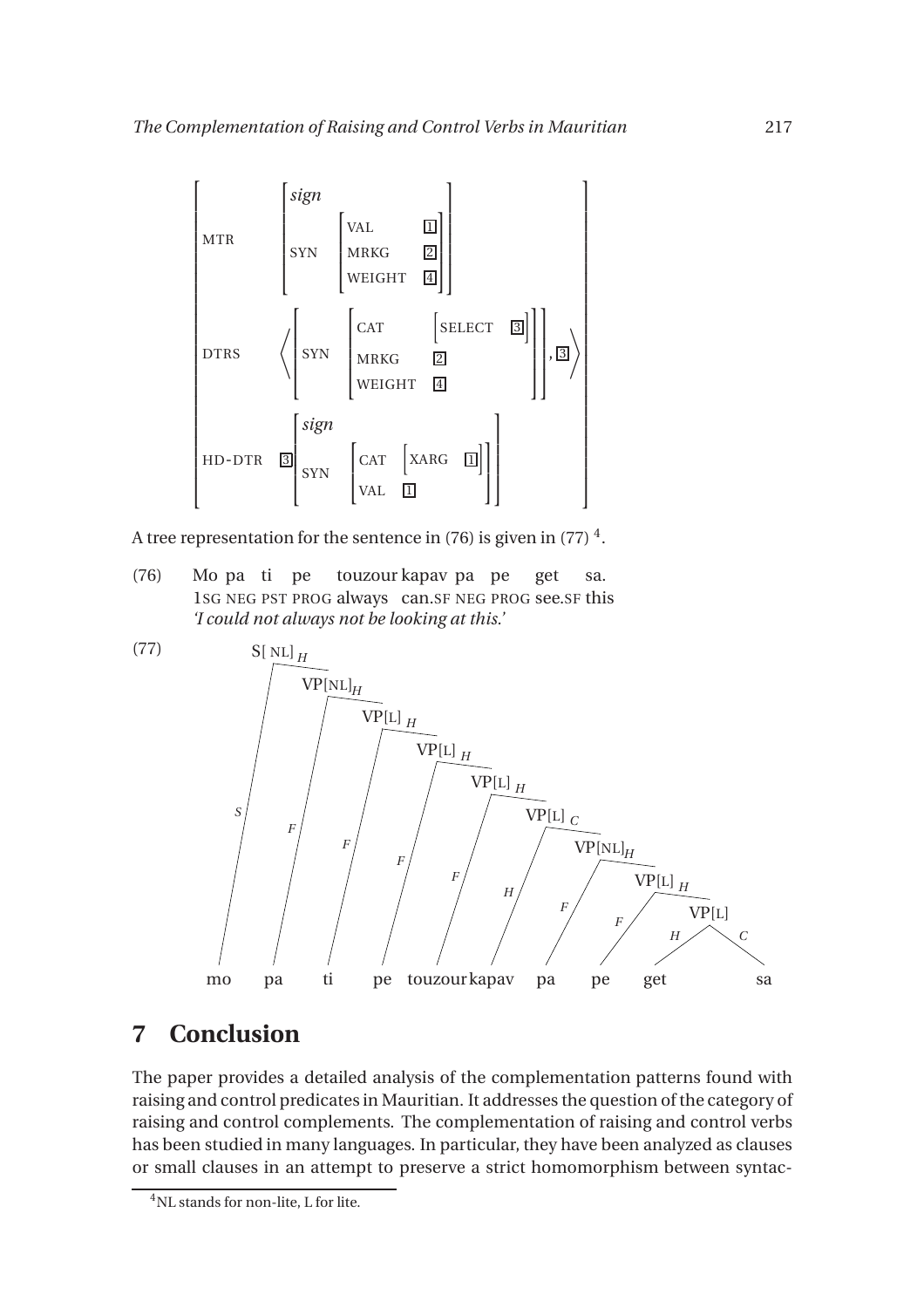$$
\begin{bmatrix}
\text{MTR} & \begin{bmatrix} \textit{sign} \\ \text{SYN} & \begin{bmatrix} \text{VAL} & \boxed{1} \\ \text{MRKG} & \boxed{2} \\ \text{WEIGHT} & \boxed{4} \end{bmatrix} \end{bmatrix} \\
\text{DTRS} & \left\langle \begin{bmatrix} \text{SYN} & \begin{bmatrix} \text{CAT} & \begin{bmatrix} \text{SELECT} & \boxed{3} \end{bmatrix} \\ \text{MRKG} & \boxed{2} \\ \text{WEIGHT} & \boxed{4} \end{bmatrix} \end{bmatrix}, \boxed{3} \right\rangle \\
\text{HD-DTR} & \boxed{3} \begin{bmatrix} \textit{sign} \\ \text{SYN} & \begin{bmatrix} \text{CAT} & \begin{bmatrix} \text{XARG} & \boxed{1} \end{bmatrix} \\ \text{VAL} & \boxed{1} \end{bmatrix} \end{bmatrix}
\end{bmatrix}
$$

A tree representation for the sentence in (76) is given in (77) [4].

(76) Mo pa ti pe touzour kapav pa pe get sa.
1SG NEG PST PROG always can.SF NEG PROG see.SF this
*'I could not always not be looking at this.'*

(77)

```
S[NL]_H
├─ S: mo
└─ VP[NL]_H
   ├─ F: pa
   └─ VP[L]_H
      ├─ F: ti
      └─ VP[L]_H
         ├─ F: pe
         └─ VP[L]_H
            ├─ F: touzour
            └─ VP[L]_C
               ├─ H: kapav
               └─ VP[NL]_H
                  ├─ F: pa
                  └─ VP[L]_H
                     ├─ F: pe
                     └─ VP[L]
                        ├─ H: get
                        └─ C: sa
```

# 7 Conclusion

The paper provides a detailed analysis of the complementation patterns found with raising and control predicates in Mauritian. It addresses the question of the category of raising and control complements. The complementation of raising and control verbs has been studied in many languages. In particular, they have been analyzed as clauses or small clauses in an attempt to preserve a strict homomorphism between syntac-

[4] NL stands for non-lite, L for lite.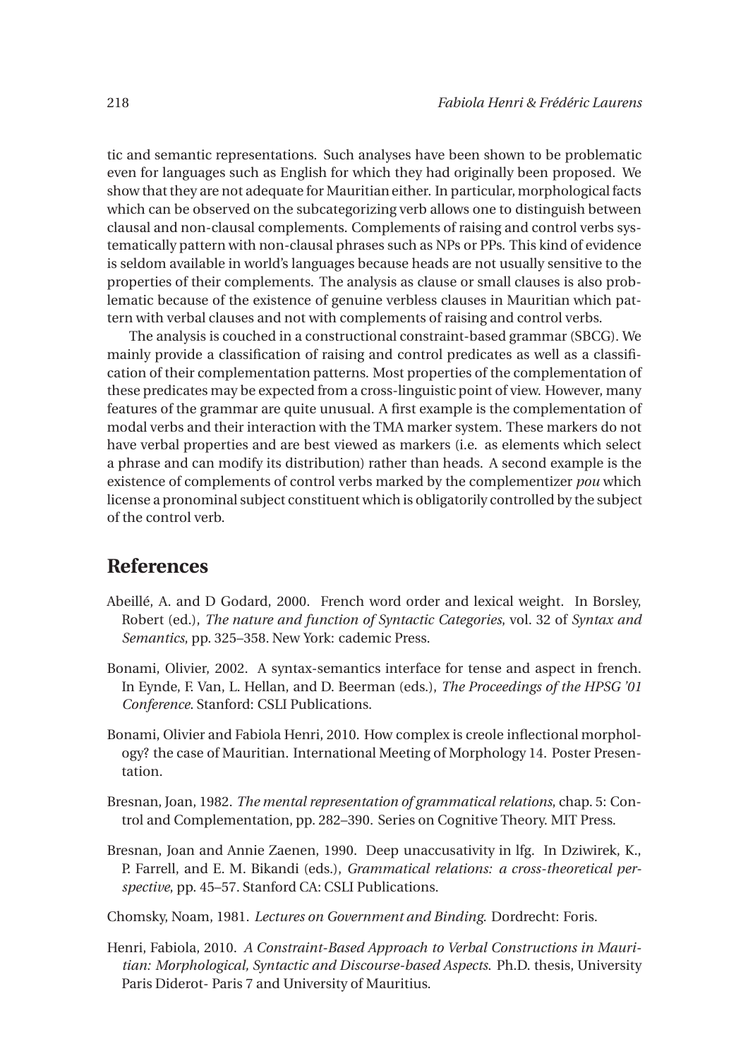tic and semantic representations. Such analyses have been shown to be problematic even for languages such as English for which they had originally been proposed. We show that they are not adequate for Mauritian either. In particular, morphological facts which can be observed on the subcategorizing verb allows one to distinguish between clausal and non-clausal complements. Complements of raising and control verbs systematically pattern with non-clausal phrases such as NPs or PPs. This kind of evidence is seldom available in world's languages because heads are not usually sensitive to the properties of their complements. The analysis as clause or small clauses is also problematic because of the existence of genuine verbless clauses in Mauritian which pattern with verbal clauses and not with complements of raising and control verbs.

The analysis is couched in a constructional constraint-based grammar (SBCG). We mainly provide a classification of raising and control predicates as well as a classification of their complementation patterns. Most properties of the complementation of these predicates may be expected from a cross-linguistic point of view. However, many features of the grammar are quite unusual. A first example is the complementation of modal verbs and their interaction with the TMA marker system. These markers do not have verbal properties and are best viewed as markers (i.e. as elements which select a phrase and can modify its distribution) rather than heads. A second example is the existence of complements of control verbs marked by the complementizer *pou* which license a pronominal subject constituent which is obligatorily controlled by the subject of the control verb.

## References

Abeillé, A. and D Godard, 2000. French word order and lexical weight. In Borsley, Robert (ed.), *The nature and function of Syntactic Categories*, vol. 32 of *Syntax and Semantics*, pp. 325–358. New York: cademic Press.

Bonami, Olivier, 2002. A syntax-semantics interface for tense and aspect in french. In Eynde, F. Van, L. Hellan, and D. Beerman (eds.), *The Proceedings of the HPSG '01 Conference*. Stanford: CSLI Publications.

Bonami, Olivier and Fabiola Henri, 2010. How complex is creole inflectional morphology? the case of Mauritian. International Meeting of Morphology 14. Poster Presentation.

Bresnan, Joan, 1982. *The mental representation of grammatical relations*, chap. 5: Control and Complementation, pp. 282–390. Series on Cognitive Theory. MIT Press.

Bresnan, Joan and Annie Zaenen, 1990. Deep unaccusativity in lfg. In Dziwirek, K., P. Farrell, and E. M. Bikandi (eds.), *Grammatical relations: a cross-theoretical perspective*, pp. 45–57. Stanford CA: CSLI Publications.

Chomsky, Noam, 1981. *Lectures on Government and Binding*. Dordrecht: Foris.

Henri, Fabiola, 2010. *A Constraint-Based Approach to Verbal Constructions in Mauritian: Morphological, Syntactic and Discourse-based Aspects*. Ph.D. thesis, University Paris Diderot- Paris 7 and University of Mauritius.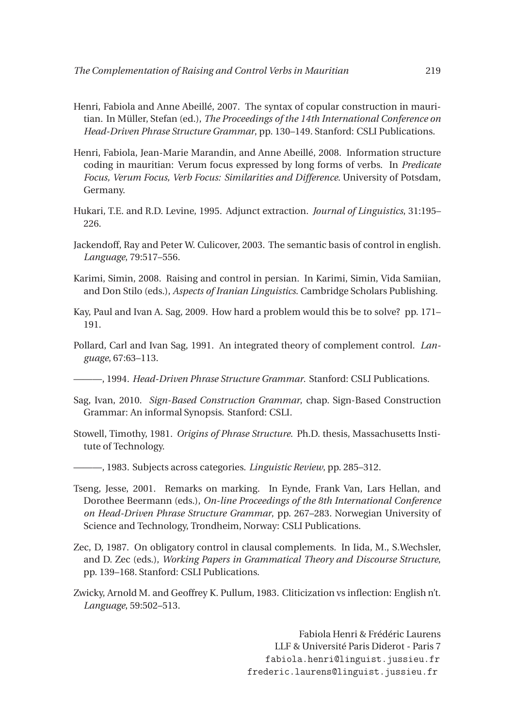Henri, Fabiola and Anne Abeillé, 2007. The syntax of copular construction in mauritian. In Müller, Stefan (ed.), *The Proceedings of the 14th International Conference on Head-Driven Phrase Structure Grammar*, pp. 130–149. Stanford: CSLI Publications.

Henri, Fabiola, Jean-Marie Marandin, and Anne Abeillé, 2008. Information structure coding in mauritian: Verum focus expressed by long forms of verbs. In *Predicate Focus, Verum Focus, Verb Focus: Similarities and Difference*. University of Potsdam, Germany.

Hukari, T.E. and R.D. Levine, 1995. Adjunct extraction. *Journal of Linguistics*, 31:195–226.

Jackendoff, Ray and Peter W. Culicover, 2003. The semantic basis of control in english. *Language*, 79:517–556.

Karimi, Simin, 2008. Raising and control in persian. In Karimi, Simin, Vida Samiian, and Don Stilo (eds.), *Aspects of Iranian Linguistics*. Cambridge Scholars Publishing.

Kay, Paul and Ivan A. Sag, 2009. How hard a problem would this be to solve? pp. 171–191.

Pollard, Carl and Ivan Sag, 1991. An integrated theory of complement control. *Language*, 67:63–113.

———, 1994. *Head-Driven Phrase Structure Grammar*. Stanford: CSLI Publications.

Sag, Ivan, 2010. *Sign-Based Construction Grammar*, chap. Sign-Based Construction Grammar: An informal Synopsis. Stanford: CSLI.

Stowell, Timothy, 1981. *Origins of Phrase Structure*. Ph.D. thesis, Massachusetts Institute of Technology.

———, 1983. Subjects across categories. *Linguistic Review*, pp. 285–312.

Tseng, Jesse, 2001. Remarks on marking. In Eynde, Frank Van, Lars Hellan, and Dorothee Beermann (eds.), *On-line Proceedings of the 8th International Conference on Head-Driven Phrase Structure Grammar*, pp. 267–283. Norwegian University of Science and Technology, Trondheim, Norway: CSLI Publications.

Zec, D, 1987. On obligatory control in clausal complements. In Iida, M., S.Wechsler, and D. Zec (eds.), *Working Papers in Grammatical Theory and Discourse Structure*, pp. 139–168. Stanford: CSLI Publications.

Zwicky, Arnold M. and Geoffrey K. Pullum, 1983. Cliticization vs inflection: English n't. *Language*, 59:502–513.

Fabiola Henri & Frédéric Laurens
LLF & Université Paris Diderot - Paris 7
fabiola.henri@linguist.jussieu.fr
frederic.laurens@linguist.jussieu.fr